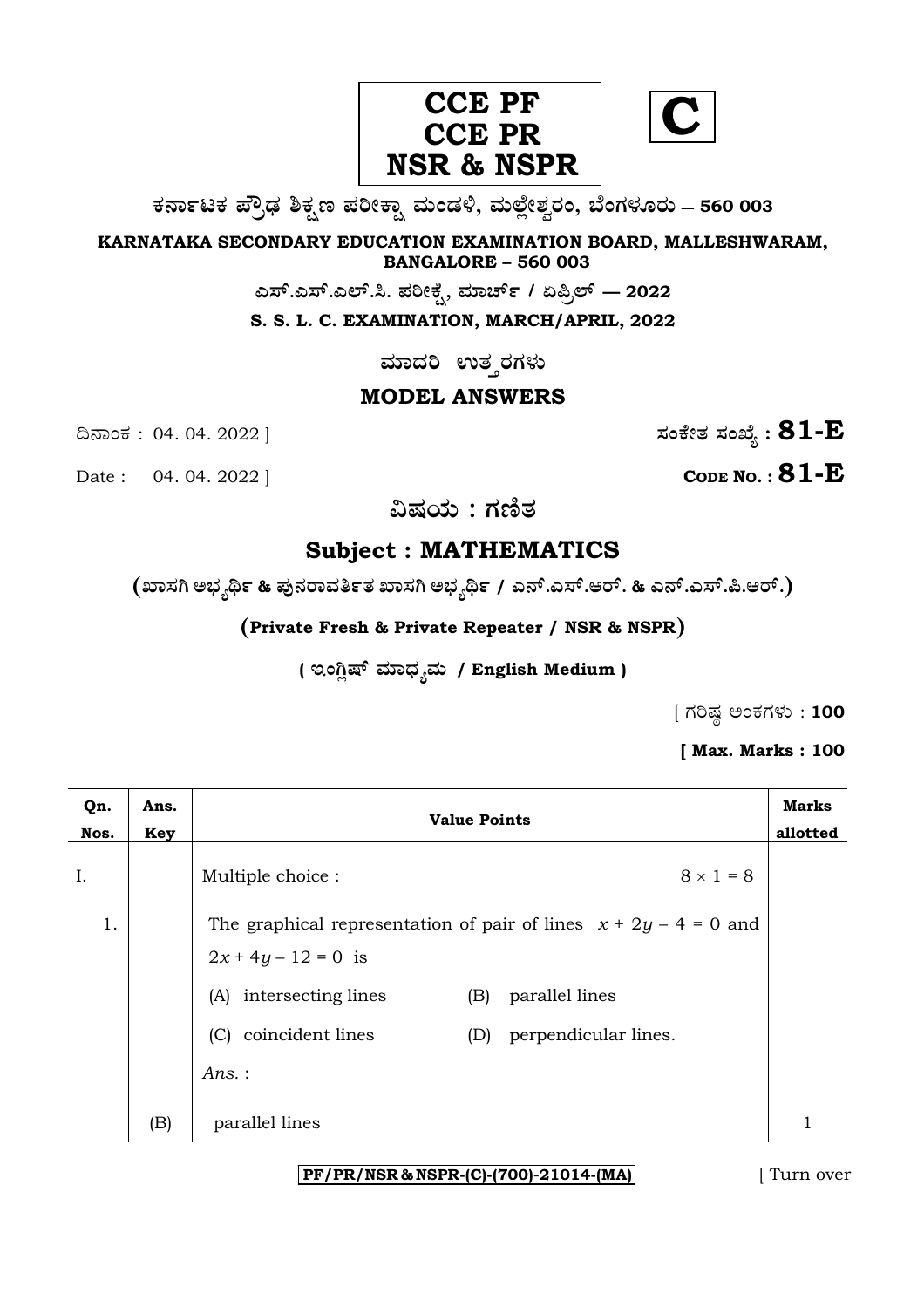**CCE PF**
**CCE PR**
**NSR & NSPR**

**C**

**ಕರ್ನಾಟಕ ಪ್ರೌಢ ಶಿಕ್ಷಣ ಪರೀಕ್ಷಾ ಮಂಡಳಿ, ಮಲ್ಲೇಶ್ವರಂ, ಬೆಂಗಳೂರು – 560 003**

**KARNATAKA SECONDARY EDUCATION EXAMINATION BOARD, MALLESHWARAM, BANGALORE – 560 003**

**ಎಸ್.ಎಸ್.ಎಲ್.ಸಿ. ಪರೀಕ್ಷೆ, ಮಾರ್ಚ್ / ಏಪ್ರಿಲ್ — 2022**

**S. S. L. C. EXAMINATION, MARCH/APRIL, 2022**

**ಮಾದರಿ ಉತ್ತರಗಳು**

**MODEL ANSWERS**

ದಿನಾಂಕ : 04. 04. 2022 ] **ಸಂಕೇತ ಸಂಖ್ಯೆ : 81-E**

Date : 04. 04. 2022 ] **CODE NO. : 81-E**

**ವಿಷಯ : ಗಣಿತ**

## Subject : MATHEMATICS

**(ಖಾಸಗಿ ಅಭ್ಯರ್ಥಿ & ಪುನರಾವರ್ತಿತ ಖಾಸಗಿ ಅಭ್ಯರ್ಥಿ / ಎನ್.ಎಸ್.ಆರ್. & ಎನ್.ಎಸ್.ಪಿ.ಆರ್.)**

**(Private Fresh & Private Repeater / NSR & NSPR)**

**( ಇಂಗ್ಲಿಷ್ ಮಾಧ್ಯಮ / English Medium )**

[ ಗರಿಷ್ಠ ಅಂಕಗಳು : **100**

**[ Max. Marks : 100**

| Qn. Nos. | Ans. Key | Value Points | Marks allotted |
|---|---|---|---|
| I. | | Multiple choice : $8 \times 1 = 8$ | |
| 1. | | The graphical representation of pair of lines $x + 2y - 4 = 0$ and $2x + 4y - 12 = 0$ is<br>(A) intersecting lines (B) parallel lines<br>(C) coincident lines (D) perpendicular lines.<br>*Ans.* : | |
| | (B) | parallel lines | 1 |

PF/PR/NSR & NSPR-(C)-(700)-21014-(MA)

[ Turn over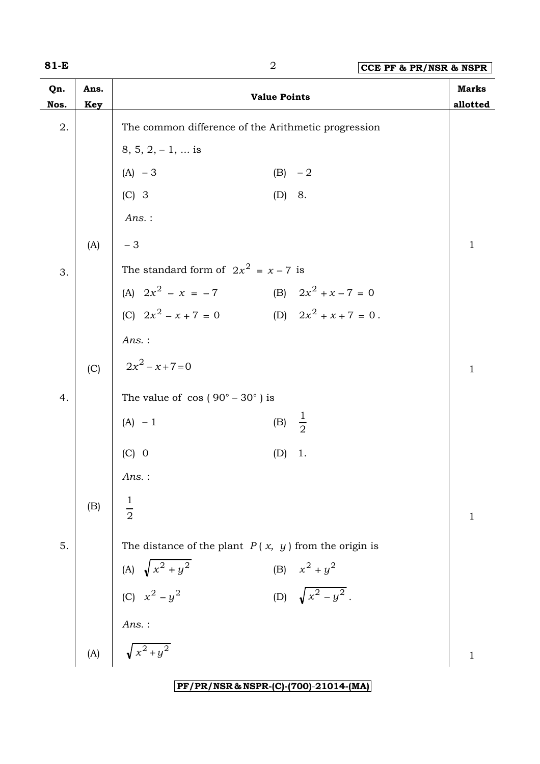| Qn. Nos. | Ans. Key | Value Points | Marks allotted |
|---|---|---|---|
| 2. | | The common difference of the Arithmetic progression 8, 5, 2, – 1, ... is<br>(A) – 3 (B) – 2<br>(C) 3 (D) 8.<br>*Ans.* : | |
| | (A) | – 3 | 1 |
| 3. | | The standard form of $2x^2 = x - 7$ is<br>(A) $2x^2 - x = -7$ (B) $2x^2 + x - 7 = 0$<br>(C) $2x^2 - x + 7 = 0$ (D) $2x^2 + x + 7 = 0$.<br>*Ans.* : | |
| | (C) | $2x^2 - x + 7 = 0$ | 1 |
| 4. | | The value of $\cos(90° - 30°)$ is<br>(A) – 1 (B) $\frac{1}{2}$<br>(C) 0 (D) 1.<br>*Ans.* : | |
| | (B) | $\frac{1}{2}$ | 1 |
| 5. | | The distance of the plant $P(x, y)$ from the origin is<br>(A) $\sqrt{x^2 + y^2}$ (B) $x^2 + y^2$<br>(C) $x^2 - y^2$ (D) $\sqrt{x^2 - y^2}$.<br>*Ans.* : | |
| | (A) | $\sqrt{x^2 + y^2}$ | 1 |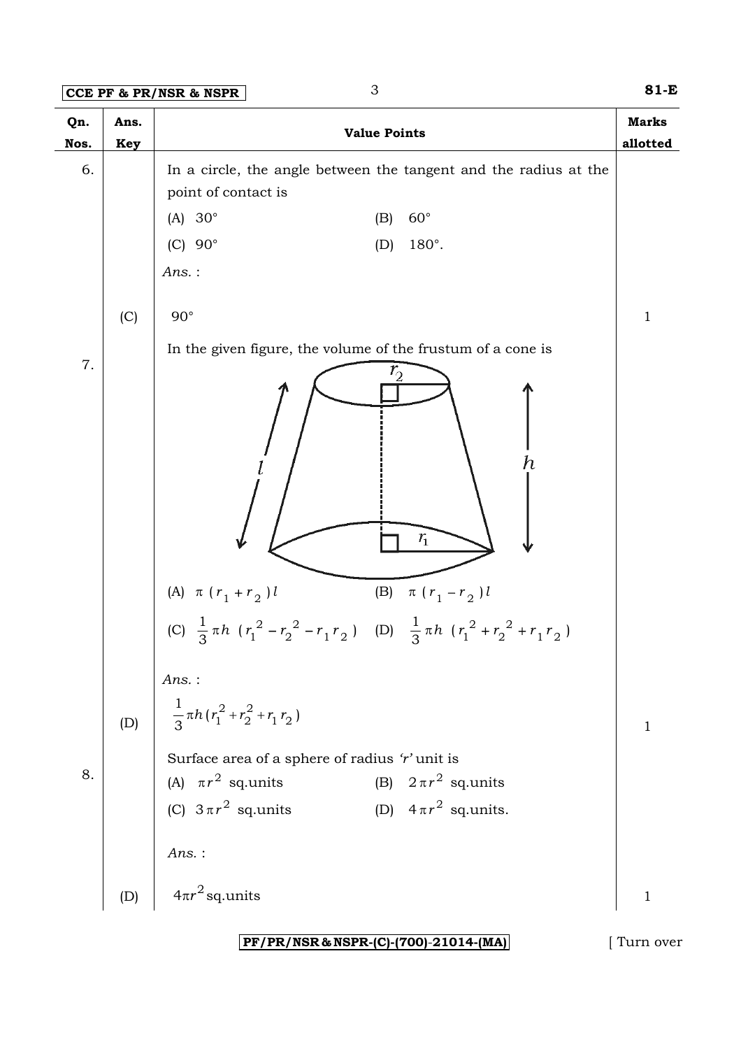| Qn. Nos. | Ans. Key | Value Points | Marks allotted |
|---|---|---|---|
| 6. | | In a circle, the angle between the tangent and the radius at the point of contact is<br>(A) $30°$ (B) $60°$<br>(C) $90°$ (D) $180°$.<br>*Ans.* : | |
| | (C) | $90°$ | 1 |
| 7. | | In the given figure, the volume of the frustum of a cone is<br>(A) $\pi (r_1 + r_2) l$ (B) $\pi (r_1 - r_2) l$<br>(C) $\frac{1}{3}\pi h (r_1^2 - r_2^2 - r_1 r_2)$ (D) $\frac{1}{3}\pi h (r_1^2 + r_2^2 + r_1 r_2)$<br>*Ans.* : | |
| | (D) | $\frac{1}{3}\pi h (r_1^2 + r_2^2 + r_1 r_2)$ | 1 |
| 8. | | Surface area of a sphere of radius '*r*' unit is<br>(A) $\pi r^2$ sq.units (B) $2\pi r^2$ sq.units<br>(C) $3\pi r^2$ sq.units (D) $4\pi r^2$ sq.units.<br>*Ans.* : | |
| | (D) | $4\pi r^2$ sq.units | 1 |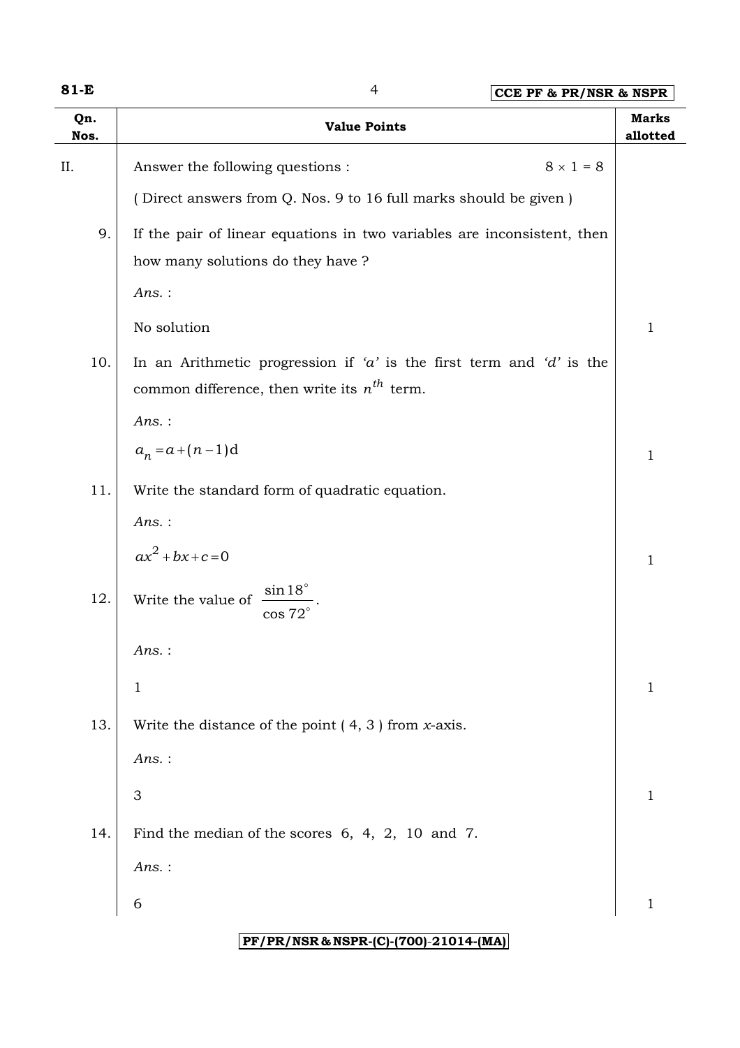| Qn. Nos. | Value Points | Marks allotted |
| --- | --- | --- |
| II. | Answer the following questions : $8 \times 1 = 8$ | |
| | ( Direct answers from Q. Nos. 9 to 16 full marks should be given ) | |
| 9. | If the pair of linear equations in two variables are inconsistent, then how many solutions do they have ? | |
| | *Ans.* : | |
| | No solution | 1 |
| 10. | In an Arithmetic progression if *'a'* is the first term and *'d'* is the common difference, then write its $n^{th}$ term. | |
| | *Ans.* : | |
| | $a_n = a + (n-1)d$ | 1 |
| 11. | Write the standard form of quadratic equation. | |
| | *Ans.* : | |
| | $ax^2 + bx + c = 0$ | 1 |
| 12. | Write the value of $\dfrac{\sin 18^\circ}{\cos 72^\circ}$. | |
| | *Ans.* : | |
| | 1 | 1 |
| 13. | Write the distance of the point ( 4, 3 ) from *x*-axis. | |
| | *Ans.* : | |
| | 3 | 1 |
| 14. | Find the median of the scores 6, 4, 2, 10 and 7. | |
| | *Ans.* : | |
| | 6 | 1 |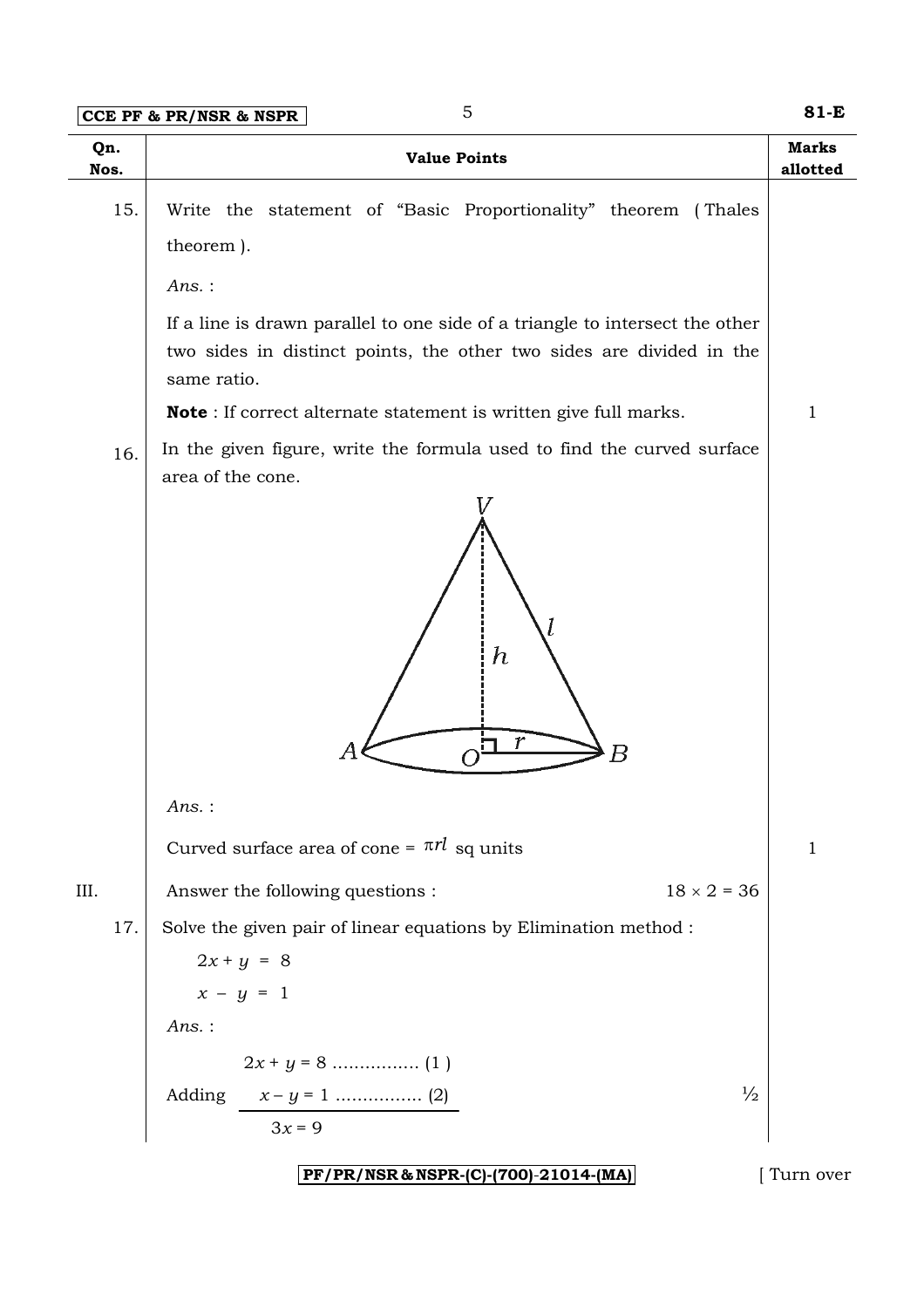| Qn. Nos. | Value Points | Marks allotted |
|---|---|---|
| 15. | Write the statement of "Basic Proportionality" theorem ( Thales theorem ).<br><br>*Ans.* :<br><br>If a line is drawn parallel to one side of a triangle to intersect the other two sides in distinct points, the other two sides are divided in the same ratio.<br><br>**Note** : If correct alternate statement is written give full marks. | 1 |
| 16. | In the given figure, write the formula used to find the curved surface area of the cone.<br><br>*Ans.* :<br><br>Curved surface area of cone = $\pi rl$ sq units | 1 |
| III. | Answer the following questions : $18 \times 2 = 36$ | |
| 17. | Solve the given pair of linear equations by Elimination method :<br><br>$2x + y = 8$<br>$x - y = 1$<br><br>*Ans.* :<br><br>$2x + y = 8$ ................ (1 )<br>Adding $x - y = 1$ ................ (2) ½<br>$3x = 9$ | |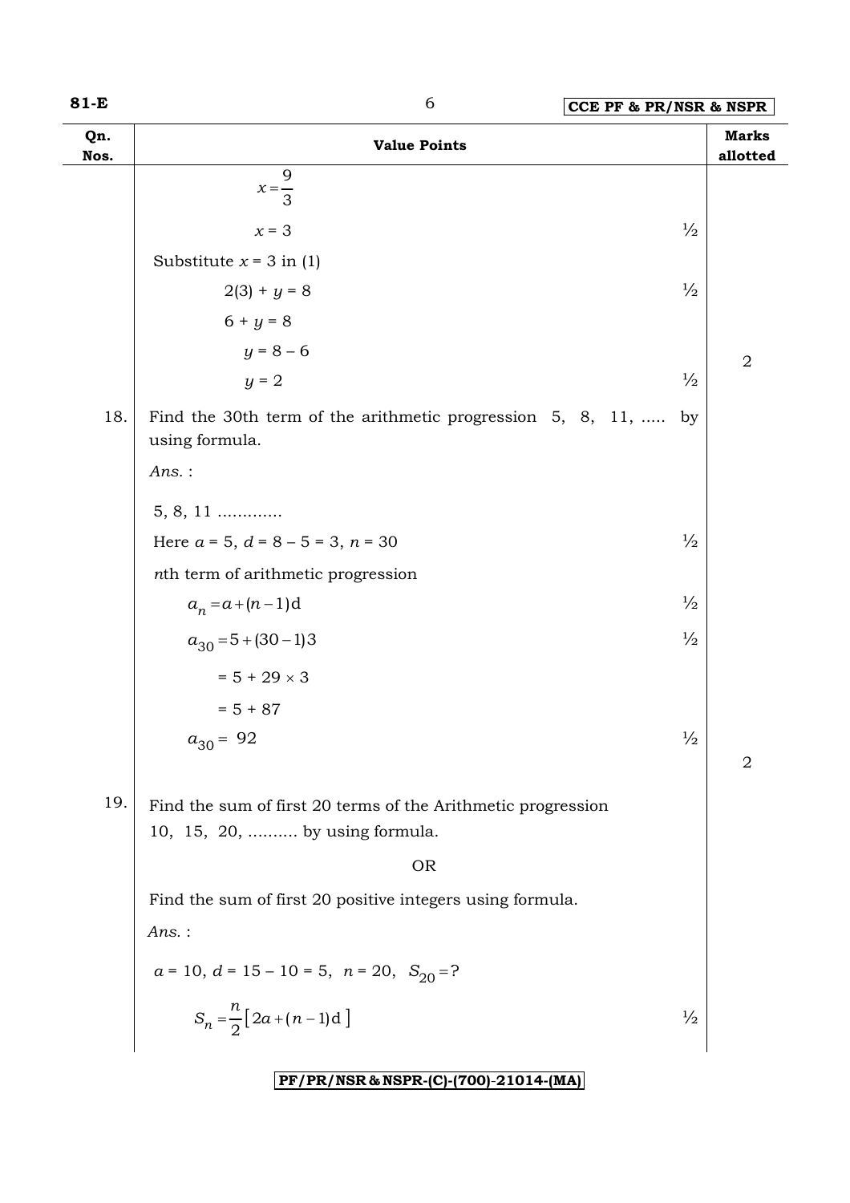| Qn. Nos. | Value Points | | Marks allotted |
|---|---|---|---|
| | $x = \frac{9}{3}$ | | |
| | $x = 3$ | ½ | |
| | Substitute $x = 3$ in (1) | | |
| | $2(3) + y = 8$ | ½ | |
| | $6 + y = 8$ | | |
| | $y = 8 - 6$ | | |
| | $y = 2$ | ½ | 2 |
| 18. | Find the 30th term of the arithmetic progression 5, 8, 11, ..... by using formula. | | |
| | *Ans.* : | | |
| | 5, 8, 11 ............ | | |
| | Here $a = 5$, $d = 8 - 5 = 3$, $n = 30$ | ½ | |
| | $n$th term of arithmetic progression | | |
| | $a_n = a + (n-1)d$ | ½ | |
| | $a_{30} = 5 + (30-1)3$ | ½ | |
| | $= 5 + 29 \times 3$ | | |
| | $= 5 + 87$ | | |
| | $a_{30} = 92$ | ½ | 2 |
| 19. | Find the sum of first 20 terms of the Arithmetic progression 10, 15, 20, .......... by using formula. | | |
| | OR | | |
| | Find the sum of first 20 positive integers using formula. | | |
| | *Ans.* : | | |
| | $a = 10$, $d = 15 - 10 = 5$, $n = 20$, $S_{20} = ?$ | | |
| | $S_n = \frac{n}{2}\left[2a + (n-1)d\right]$ | ½ | |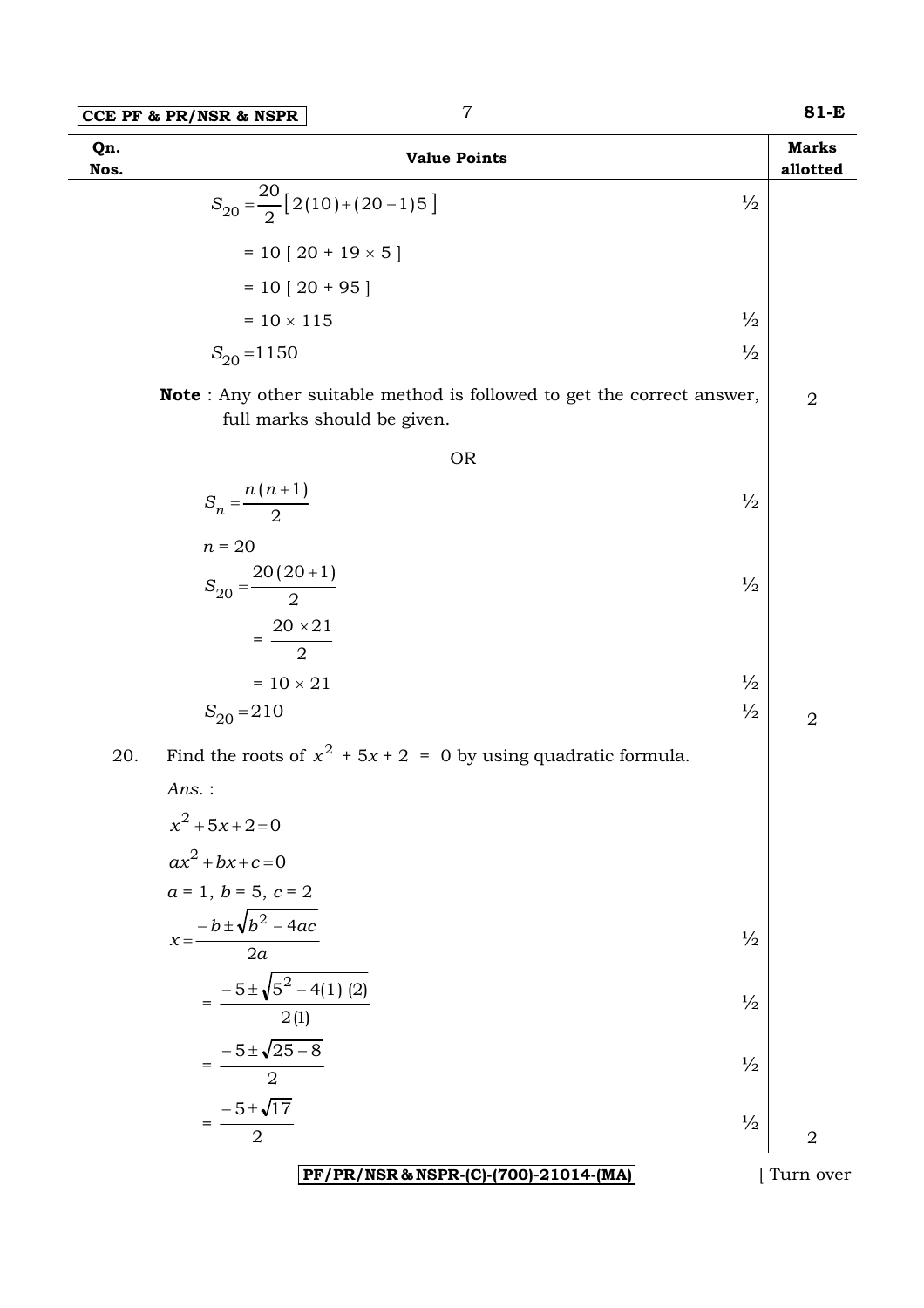| Qn. Nos. | Value Points | | Marks allotted |
|---|---|---|---|
| | $S_{20} = \frac{20}{2}\left[2(10)+(20-1)5\right]$ | ½ | |
| | $= 10\ [\ 20 + 19 \times 5\ ]$ | | |
| | $= 10\ [\ 20 + 95\ ]$ | | |
| | $= 10 \times 115$ | ½ | |
| | $S_{20} = 1150$ | ½ | |
| | **Note** : Any other suitable method is followed to get the correct answer, full marks should be given. | | 2 |
| | OR | | |
| | $S_n = \frac{n(n+1)}{2}$ | ½ | |
| | $n = 20$ | | |
| | $S_{20} = \frac{20(20+1)}{2}$ | ½ | |
| | $= \frac{20 \times 21}{2}$ | | |
| | $= 10 \times 21$ | ½ | |
| | $S_{20} = 210$ | ½ | 2 |
| 20. | Find the roots of $x^2 + 5x + 2 = 0$ by using quadratic formula. | | |
| | *Ans.* : | | |
| | $x^2 + 5x + 2 = 0$ | | |
| | $ax^2 + bx + c = 0$ | | |
| | $a = 1,\ b = 5,\ c = 2$ | | |
| | $x = \frac{-b \pm \sqrt{b^2 - 4ac}}{2a}$ | ½ | |
| | $= \frac{-5 \pm \sqrt{5^2 - 4(1)(2)}}{2(1)}$ | ½ | |
| | $= \frac{-5 \pm \sqrt{25 - 8}}{2}$ | ½ | |
| | $= \frac{-5 \pm \sqrt{17}}{2}$ | ½ | 2 |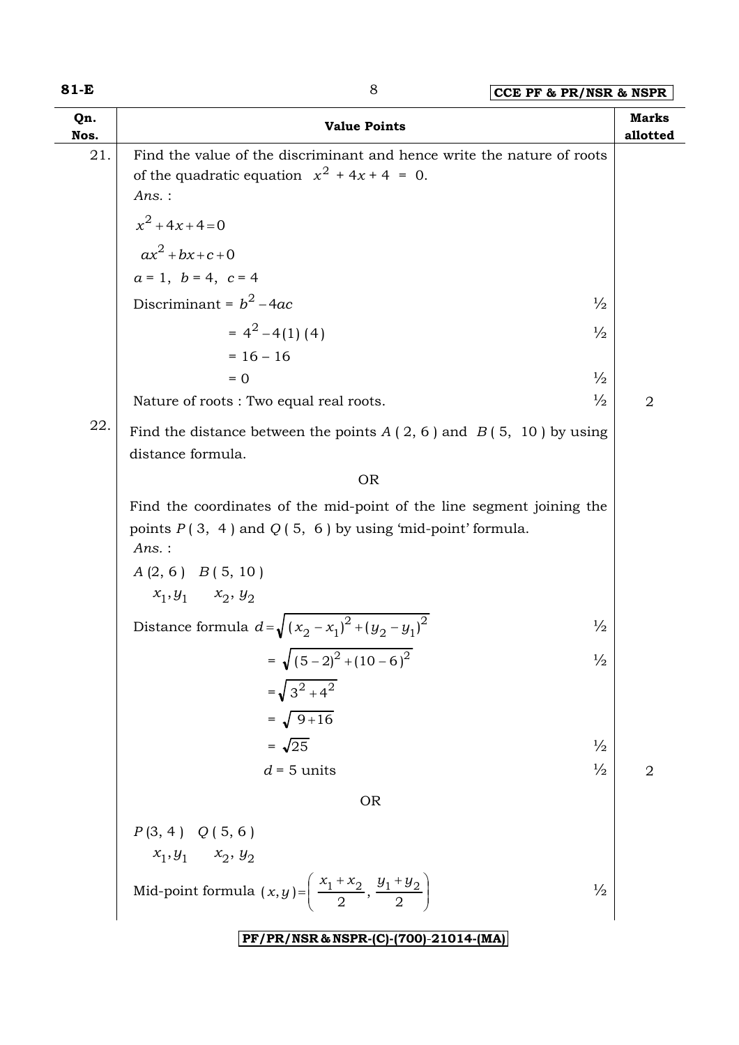| Qn. Nos. | Value Points | | Marks allotted |
|---|---|---|---|
| 21. | Find the value of the discriminant and hence write the nature of roots of the quadratic equation $x^2 + 4x + 4 = 0$. | | |
| | *Ans.* : | | |
| | $x^2 + 4x + 4 = 0$ | | |
| | $ax^2 + bx + c + 0$ | | |
| | $a = 1,\ b = 4,\ c = 4$ | | |
| | Discriminant = $b^2 - 4ac$ | ½ | |
| | $= 4^2 - 4(1)(4)$ | ½ | |
| | $= 16 - 16$ | | |
| | $= 0$ | ½ | |
| | Nature of roots : Two equal real roots. | ½ | 2 |
| 22. | Find the distance between the points $A(2, 6)$ and $B(5, 10)$ by using distance formula. | | |
| | OR | | |
| | Find the coordinates of the mid-point of the line segment joining the points $P(3, 4)$ and $Q(5, 6)$ by using 'mid-point' formula. | | |
| | *Ans.* : | | |
| | $A(2, 6)$ $B(5, 10)$ | | |
| | $x_1, y_1$ $x_2, y_2$ | | |
| | Distance formula $d = \sqrt{(x_2 - x_1)^2 + (y_2 - y_1)^2}$ | ½ | |
| | $= \sqrt{(5-2)^2 + (10-6)^2}$ | ½ | |
| | $= \sqrt{3^2 + 4^2}$ | | |
| | $= \sqrt{9 + 16}$ | | |
| | $= \sqrt{25}$ | ½ | |
| | $d = 5$ units | ½ | 2 |
| | OR | | |
| | $P(3, 4)$ $Q(5, 6)$ | | |
| | $x_1, y_1$ $x_2, y_2$ | | |
| | Mid-point formula $(x, y) = \left( \dfrac{x_1 + x_2}{2}, \dfrac{y_1 + y_2}{2} \right)$ | ½ | |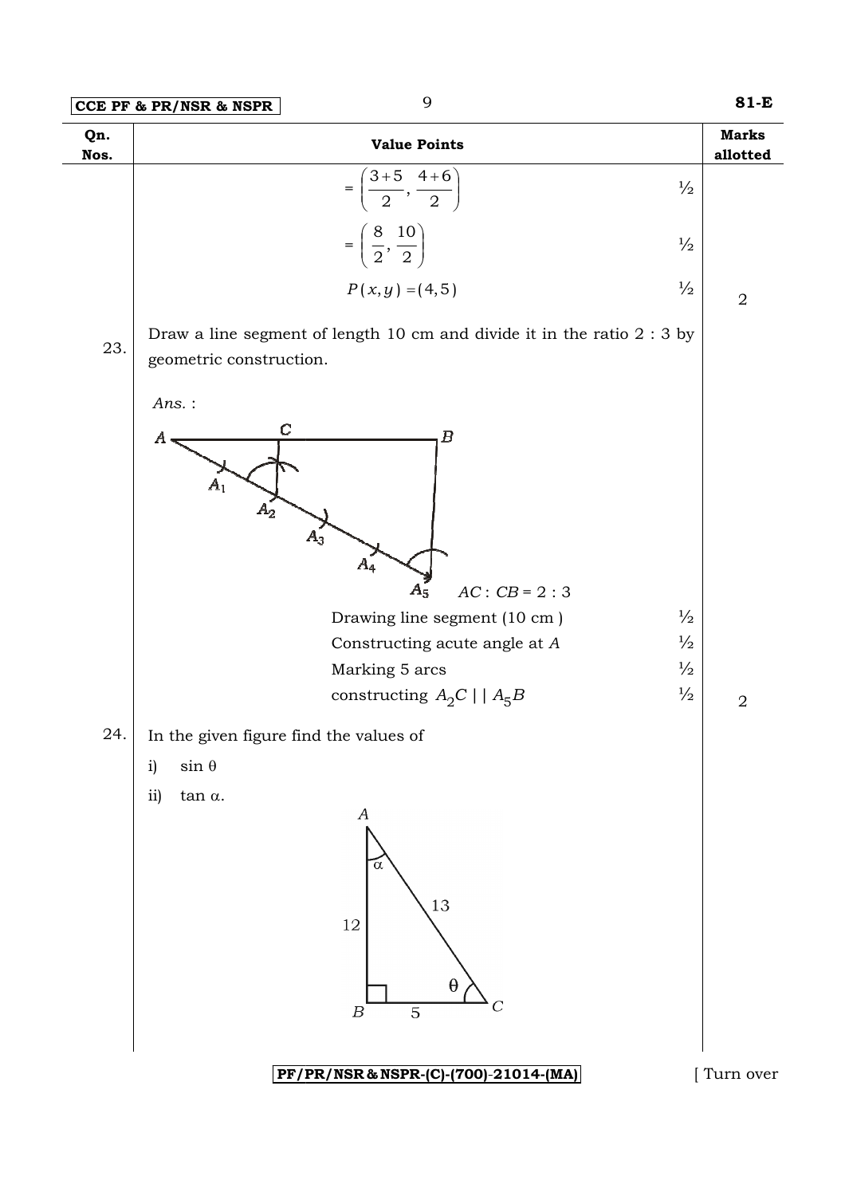| Qn. Nos. | Value Points | | Marks allotted |
|---|---|---|---|
| | $= \left( \frac{3+5}{2}, \frac{4+6}{2} \right)$ | ½ | |
| | $= \left( \frac{8}{2}, \frac{10}{2} \right)$ | ½ | |
| | $P(x, y) = (4, 5)$ | ½ | 2 |
| 23. | Draw a line segment of length 10 cm and divide it in the ratio 2 : 3 by geometric construction. | | |
| | *Ans.* : | | |
| | $AC : CB = 2 : 3$ | | |
| | Drawing line segment (10 cm ) | ½ | |
| | Constructing acute angle at $A$ | ½ | |
| | Marking 5 arcs | ½ | |
| | constructing $A_2C \mid\mid A_5B$ | ½ | 2 |
| 24. | In the given figure find the values of<br>i) $\sin \theta$<br>ii) $\tan \alpha$. | | |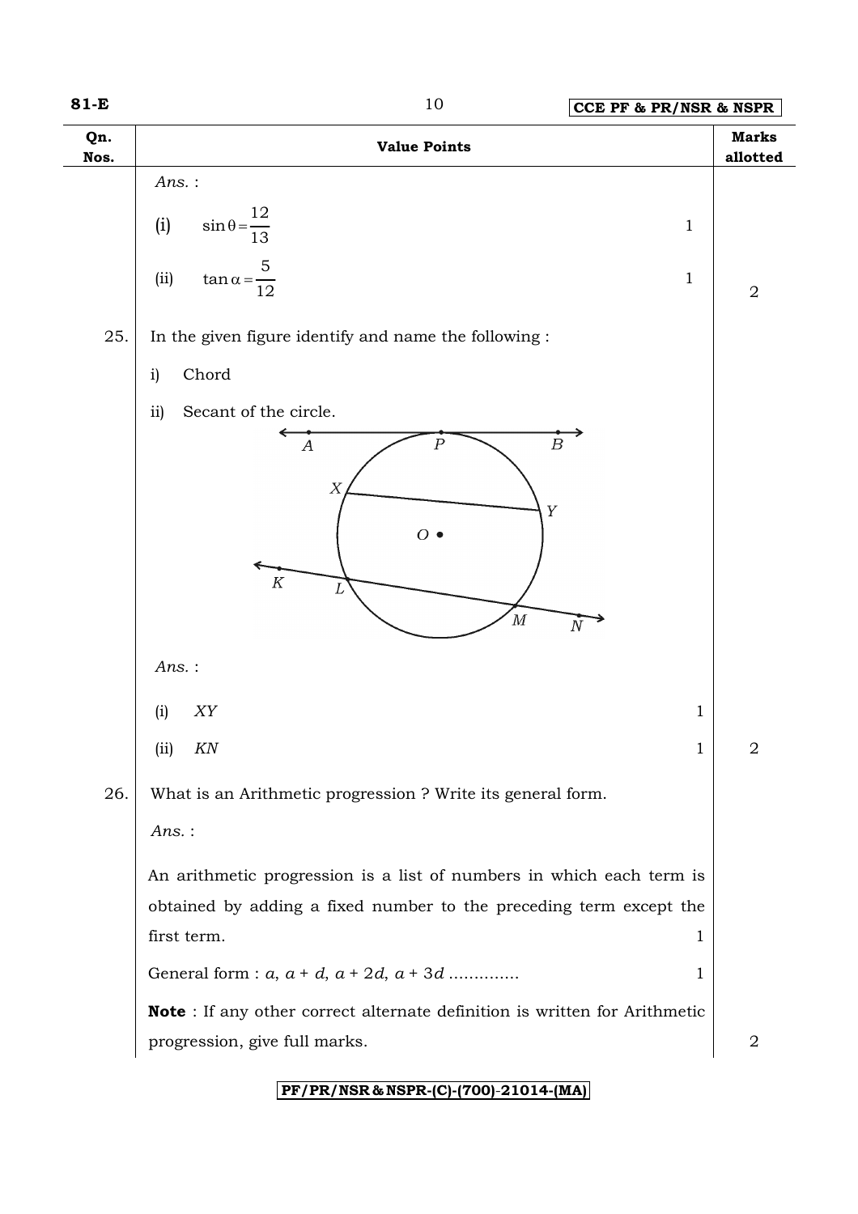| Qn. Nos. | Value Points | | Marks allotted |
|---|---|---|---|
| | *Ans.* : | | |
| | (i) $\sin\theta = \frac{12}{13}$ | 1 | |
| | (ii) $\tan\alpha = \frac{5}{12}$ | 1 | 2 |
| 25. | In the given figure identify and name the following : | | |
| | i) Chord | | |
| | ii) Secant of the circle. | | |
| | *Ans.* : | | |
| | (i) *XY* | 1 | |
| | (ii) *KN* | 1 | 2 |
| 26. | What is an Arithmetic progression ? Write its general form. | | |
| | *Ans.* : | | |
| | An arithmetic progression is a list of numbers in which each term is obtained by adding a fixed number to the preceding term except the first term. | 1 | |
| | General form : $a, a+d, a+2d, a+3d$ ............. | 1 | |
| | **Note** : If any other correct alternate definition is written for Arithmetic progression, give full marks. | | 2 |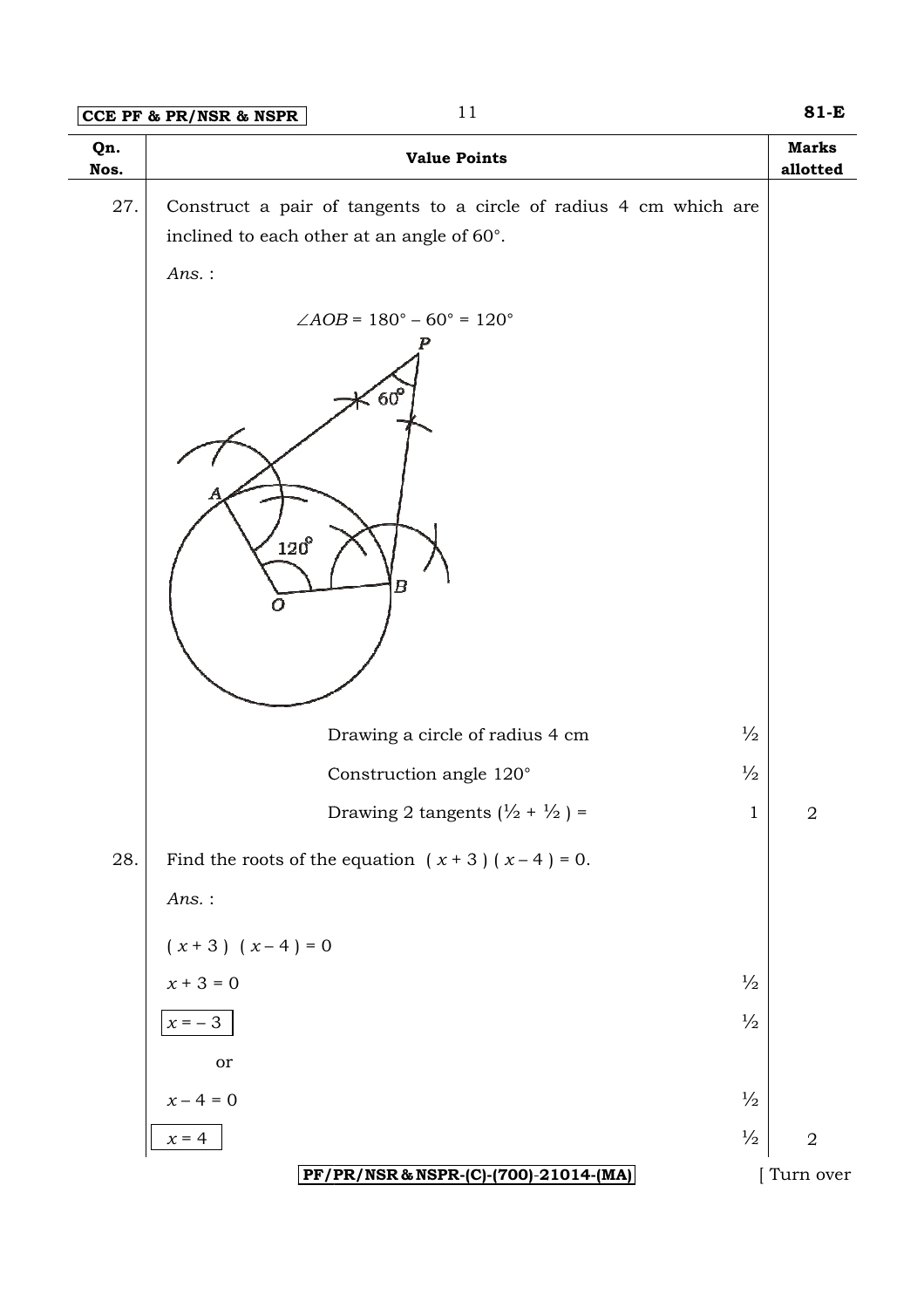| Qn. Nos. | Value Points | | Marks allotted |
|---|---|---|---|
| 27. | Construct a pair of tangents to a circle of radius 4 cm which are inclined to each other at an angle of 60°. | | |
| | *Ans.* : | | |
| | $\angle AOB = 180° - 60° = 120°$ | | |
| | Drawing a circle of radius 4 cm | ½ | |
| | Construction angle 120° | ½ | |
| | Drawing 2 tangents (½ + ½ ) = | 1 | 2 |
| 28. | Find the roots of the equation $( x + 3 ) ( x - 4 ) = 0$. | | |
| | *Ans.* : | | |
| | $( x + 3 ) \ ( x - 4 ) = 0$ | | |
| | $x + 3 = 0$ | ½ | |
| | $x = -3$ | ½ | |
| | or | | |
| | $x - 4 = 0$ | ½ | |
| | $x = 4$ | ½ | 2 |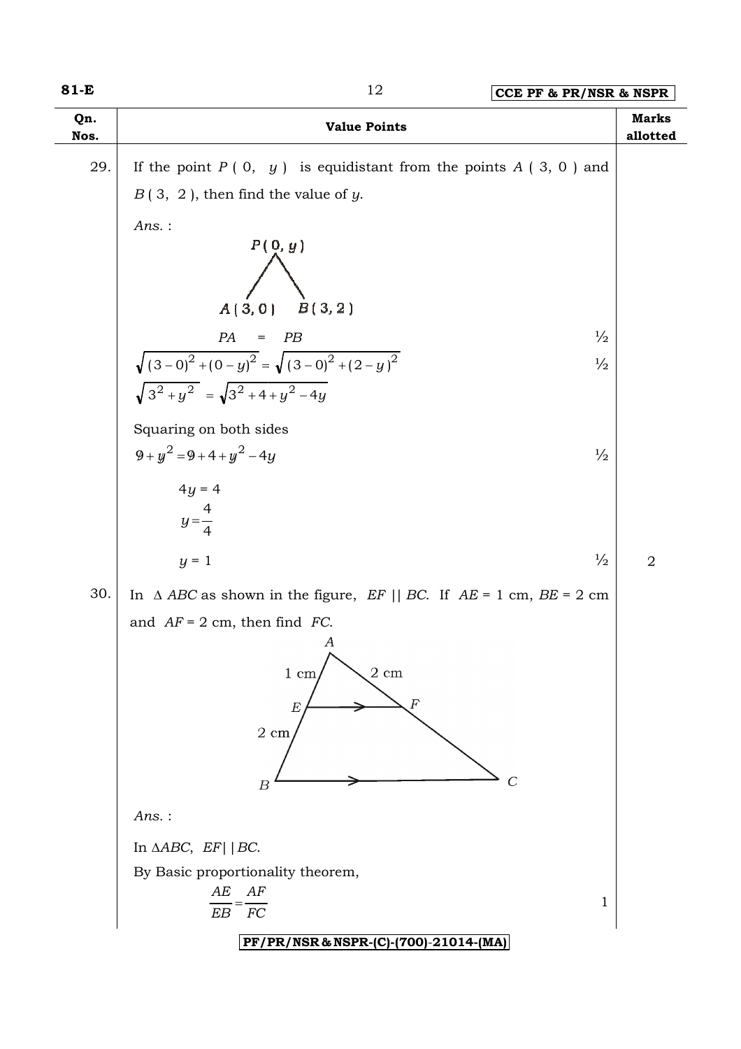| Qn. Nos. | Value Points | Marks allotted |
|---|---|---|
| 29. | If the point $P(0, y)$ is equidistant from the points $A(3, 0)$ and $B(3, 2)$, then find the value of $y$. | |
| | *Ans.* : | |
| | $P(0, y)$; $A(3, 0)$; $B(3, 2)$ | |
| | $PA = PB$ ½ | |
| | $\sqrt{(3-0)^2+(0-y)^2} = \sqrt{(3-0)^2+(2-y)^2}$ ½ | |
| | $\sqrt{3^2+y^2} = \sqrt{3^2+4+y^2-4y}$ | |
| | Squaring on both sides | |
| | $9+y^2 = 9+4+y^2-4y$ ½ | |
| | $4y = 4$ | |
| | $y = \frac{4}{4}$ | |
| | $y = 1$ ½ | 2 |
| 30. | In $\Delta ABC$ as shown in the figure, $EF \parallel BC$. If $AE = 1$ cm, $BE = 2$ cm and $AF = 2$ cm, then find $FC$. | |
| | (Figure: $\Delta ABC$ with $E$ on $AB$, $F$ on $AC$, $EF \parallel BC$; $AE = 1$ cm, $EB = 2$ cm, $AF = 2$ cm) | |
| | *Ans.* : | |
| | In $\Delta ABC$, $EF \parallel BC$. | |
| | By Basic proportionality theorem, | |
| | $\frac{AE}{EB} = \frac{AF}{FC}$ 1 | |

PF/PR/NSR & NSPR-(C)-(700)-21014-(MA)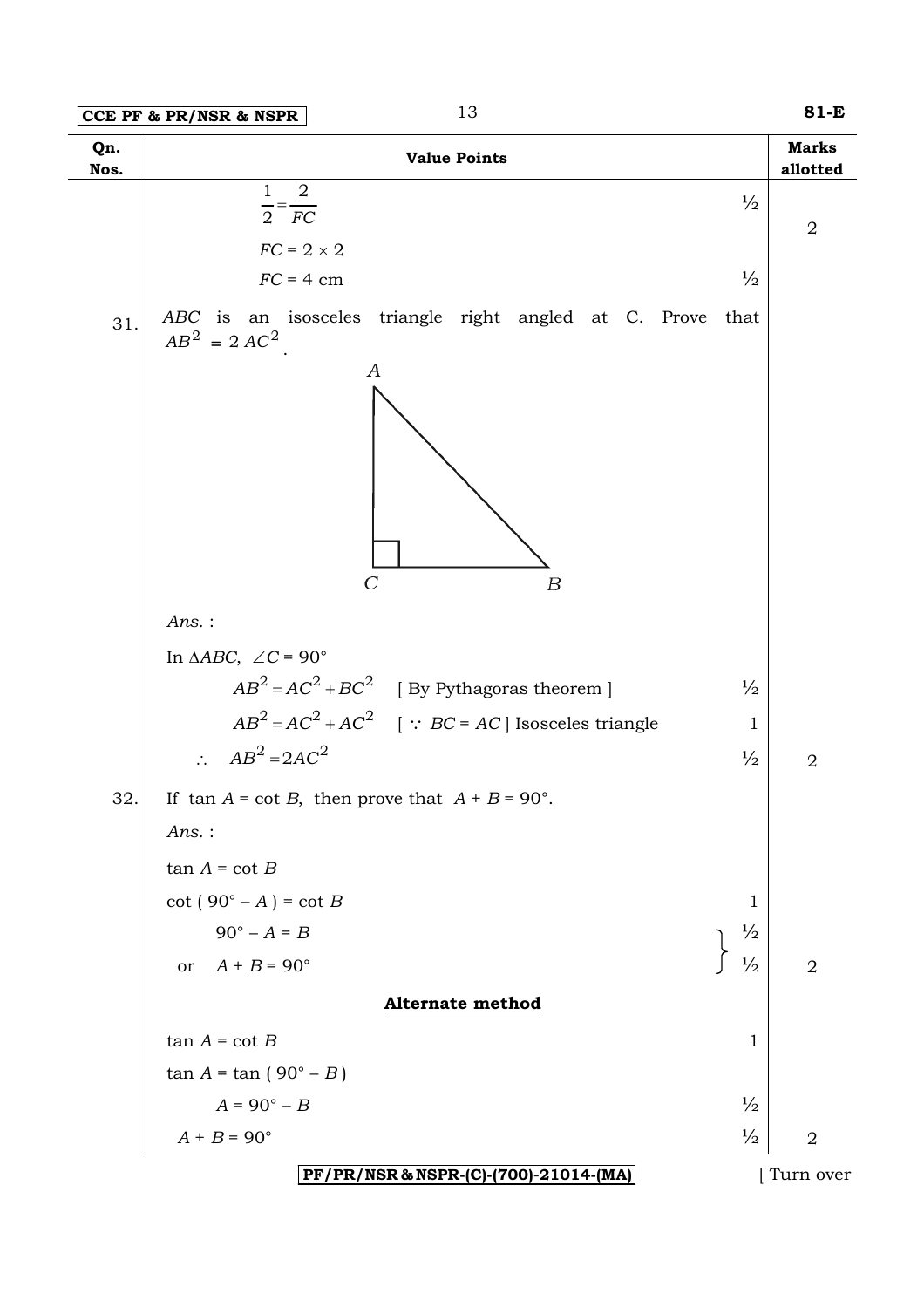| Qn. Nos. | Value Points | | Marks allotted |
|---|---|---|---|
| | $\frac{1}{2} = \frac{2}{FC}$ | ½ | 2 |
| | $FC = 2 \times 2$ | | |
| | $FC = 4$ cm | ½ | |
| 31. | *ABC* is an isosceles triangle right angled at C. Prove that $AB^2 = 2\,AC^2$. | | |
| | *Ans.* : | | |
| | In $\Delta ABC$, $\angle C = 90°$ | | |
| | $AB^2 = AC^2 + BC^2$ [ By Pythagoras theorem ] | ½ | |
| | $AB^2 = AC^2 + AC^2$ [ $\because$ $BC = AC$ ] Isosceles triangle | 1 | |
| | $\therefore$ $AB^2 = 2AC^2$ | ½ | 2 |
| 32. | If $\tan A = \cot B$, then prove that $A + B = 90°$. | | |
| | *Ans.* : | | |
| | $\tan A = \cot B$ | | |
| | $\cot(90° - A) = \cot B$ | 1 | |
| | $90° - A = B$ | ½ | |
| | or $A + B = 90°$ | ½ | 2 |
| | **Alternate method** | | |
| | $\tan A = \cot B$ | 1 | |
| | $\tan A = \tan(90° - B)$ | | |
| | $A = 90° - B$ | ½ | |
| | $A + B = 90°$ | ½ | 2 |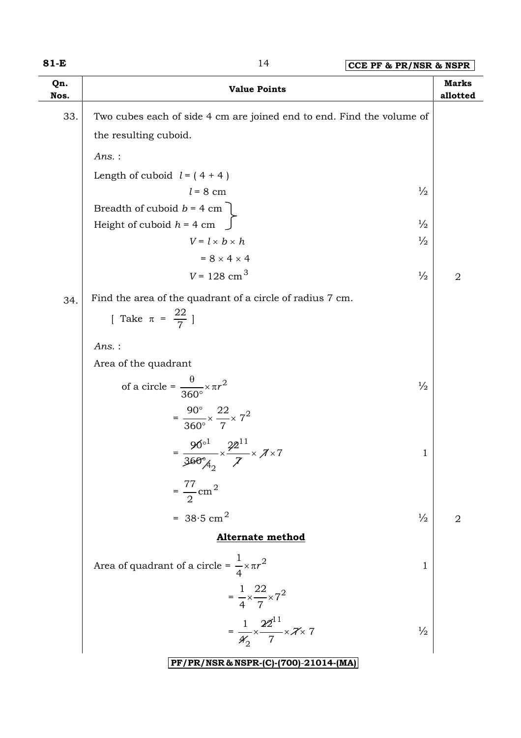| Qn. Nos. | Value Points | Marks allotted |
|---|---|---|
| 33. | Two cubes each of side 4 cm are joined end to end. Find the volume of the resulting cuboid. | |
| | *Ans.* : | |
| | Length of cuboid $l = (4 + 4)$ | |
| | $l = 8$ cm — ½ | |
| | Breadth of cuboid $b = 4$ cm, Height of cuboid $h = 4$ cm — ½ | |
| | $V = l \times b \times h$ — ½ | |
| | $= 8 \times 4 \times 4$ | |
| | $V = 128\ \text{cm}^3$ — ½ | 2 |
| 34. | Find the area of the quadrant of a circle of radius 7 cm. [ Take $\pi = \frac{22}{7}$ ] | |
| | *Ans.* : | |
| | Area of the quadrant of a circle $= \frac{\theta}{360^\circ} \times \pi r^2$ — ½ | |
| | $= \frac{90^\circ}{360^\circ} \times \frac{22}{7} \times 7^2$ | |
| | $= \frac{90^\circ}{360^\circ} \times \frac{22}{7} \times 7 \times 7$ — 1 | |
| | $= \frac{77}{2}\ \text{cm}^2$ | |
| | $= 38{\cdot}5\ \text{cm}^2$ — ½ | 2 |
| | **Alternate method** | |
| | Area of quadrant of a circle $= \frac{1}{4} \times \pi r^2$ — 1 | |
| | $= \frac{1}{4} \times \frac{22}{7} \times 7^2$ | |
| | $= \frac{1}{4} \times \frac{22}{7} \times 7 \times 7$ — ½ | |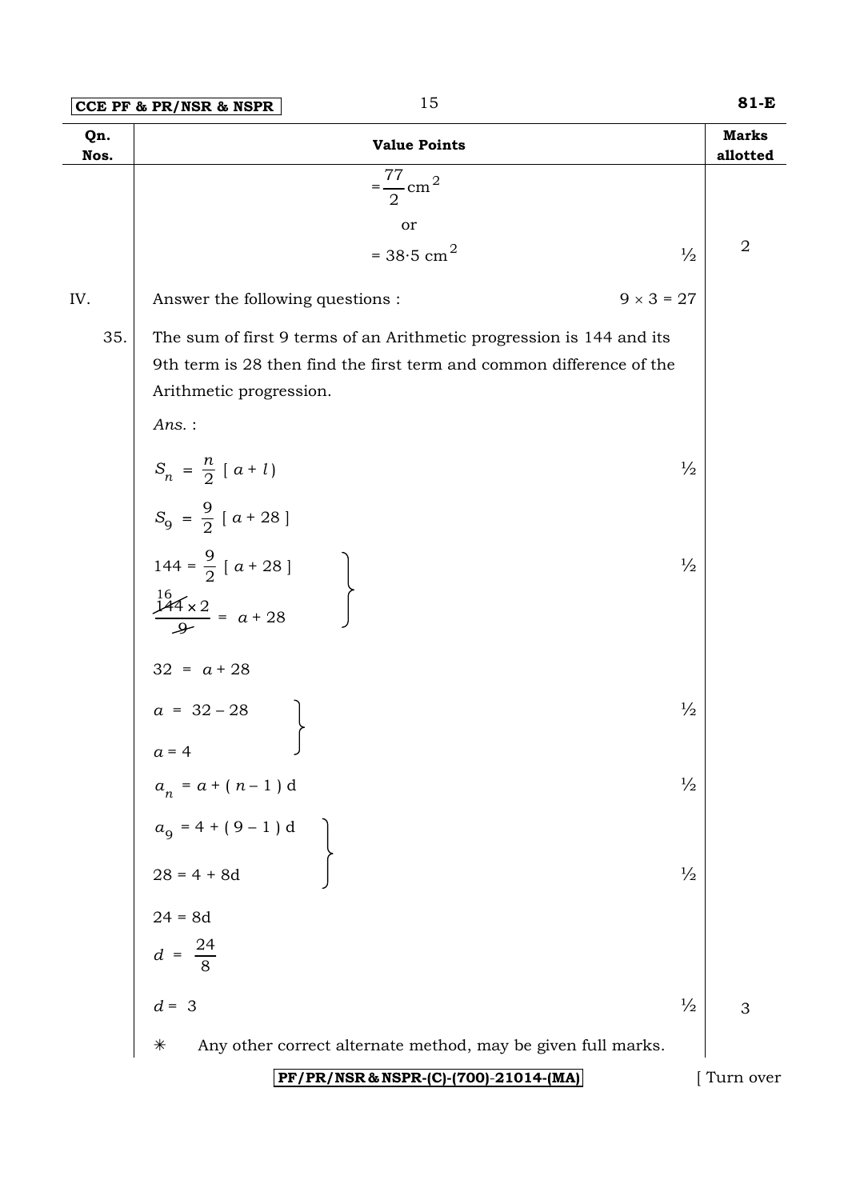| Qn. Nos. | Value Points | Marks allotted |
|---|---|---|
| | $= \frac{77}{2} \text{cm}^2$ | |
| | or | |
| | $= 38{\cdot}5 \text{ cm}^2$ ½ | 2 |
| IV. | Answer the following questions : $9 \times 3 = 27$ | |
| 35. | The sum of first 9 terms of an Arithmetic progression is 144 and its 9th term is 28 then find the first term and common difference of the Arithmetic progression. | |
| | *Ans.* : | |
| | $S_n = \frac{n}{2} [a + l)$ ½ | |
| | $S_9 = \frac{9}{2} [a + 28]$ | |
| | $144 = \frac{9}{2} [a + 28]$ ; $\frac{144 \times 2}{9} = a + 28$ ½ | |
| | $32 = a + 28$ | |
| | $a = 32 - 28$ ; $a = 4$ ½ | |
| | $a_n = a + (n-1)\text{d}$ ½ | |
| | $a_9 = 4 + (9-1)\text{d}$ ; $28 = 4 + 8\text{d}$ ½ | |
| | $24 = 8\text{d}$ | |
| | $d = \frac{24}{8}$ | |
| | $d = 3$ ½ | 3 |
| | ✳ Any other correct alternate method, may be given full marks. | |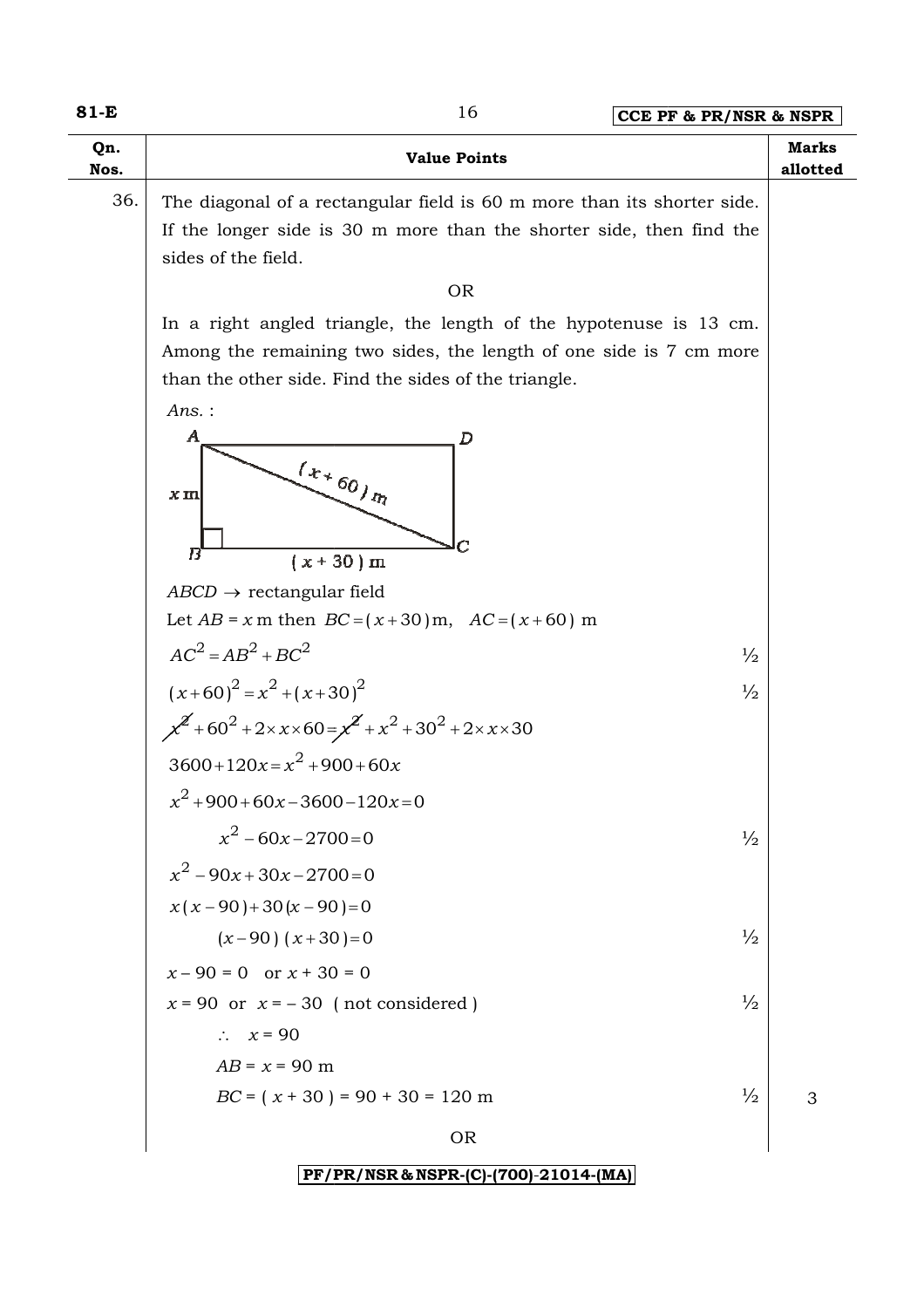| Qn. Nos. | Value Points | Marks allotted |
|---|---|---|
| 36. | The diagonal of a rectangular field is 60 m more than its shorter side. If the longer side is 30 m more than the shorter side, then find the sides of the field. | |
| | OR | |
| | In a right angled triangle, the length of the hypotenuse is 13 cm. Among the remaining two sides, the length of one side is 7 cm more than the other side. Find the sides of the triangle. | |

*Ans.* :

(Figure: rectangle ABCD with $AB = x$ m, $BC = (x+30)$ m, diagonal $AC = (x+60)$ m, right angle at B)

$ABCD \rightarrow$ rectangular field

Let $AB = x$ m then $BC = (x+30)$ m, $AC = (x+60)$ m

$AC^2 = AB^2 + BC^2$ — ½

$(x+60)^2 = x^2 + (x+30)^2$ — ½

$\cancel{x^2} + 60^2 + 2 \times x \times 60 = \cancel{x^2} + x^2 + 30^2 + 2 \times x \times 30$

$3600 + 120x = x^2 + 900 + 60x$

$x^2 + 900 + 60x - 3600 - 120x = 0$

$x^2 - 60x - 2700 = 0$ — ½

$x^2 - 90x + 30x - 2700 = 0$

$x(x-90) + 30(x-90) = 0$

$(x-90)(x+30) = 0$ — ½

$x - 90 = 0$ or $x + 30 = 0$

$x = 90$ or $x = -30$ ( not considered ) — ½

$\therefore \; x = 90$

$AB = x = 90$ m

$BC = (x + 30) = 90 + 30 = 120$ m — ½ — **3**

OR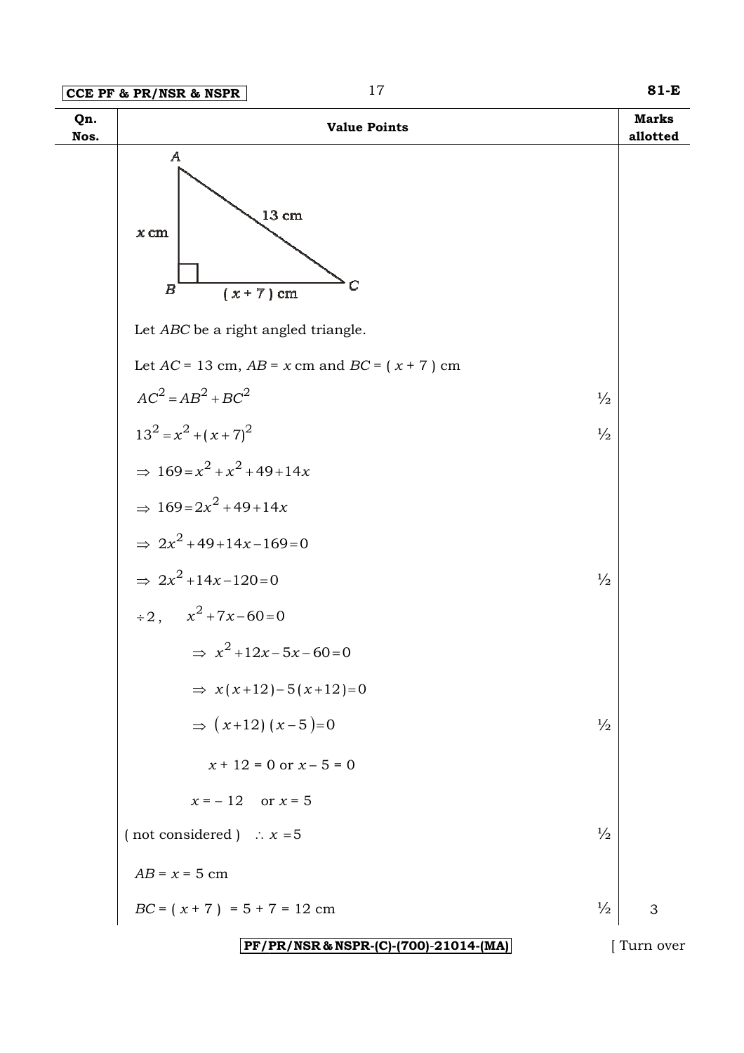| Qn. Nos. | Value Points | | Marks allotted |
|---|---|---|---|
| | Let $ABC$ be a right angled triangle. | | |
| | Let $AC$ = 13 cm, $AB$ = $x$ cm and $BC$ = ( $x$ + 7 ) cm | | |
| | $AC^2 = AB^2 + BC^2$ | ½ | |
| | $13^2 = x^2 + (x+7)^2$ | ½ | |
| | $\Rightarrow\ 169 = x^2 + x^2 + 49 + 14x$ | | |
| | $\Rightarrow\ 169 = 2x^2 + 49 + 14x$ | | |
| | $\Rightarrow\ 2x^2 + 49 + 14x - 169 = 0$ | | |
| | $\Rightarrow\ 2x^2 + 14x - 120 = 0$ | ½ | |
| | $\div 2, \quad x^2 + 7x - 60 = 0$ | | |
| | $\Rightarrow\ x^2 + 12x - 5x - 60 = 0$ | | |
| | $\Rightarrow\ x(x+12) - 5(x+12) = 0$ | | |
| | $\Rightarrow\ (x+12)(x-5) = 0$ | ½ | |
| | $x + 12 = 0$ or $x - 5 = 0$ | | |
| | $x = -12$ or $x = 5$ | | |
| | ( not considered ) $\therefore\ x = 5$ | ½ | |
| | $AB = x = 5$ cm | | |
| | $BC = (x + 7) = 5 + 7 = 12$ cm | ½ | 3 |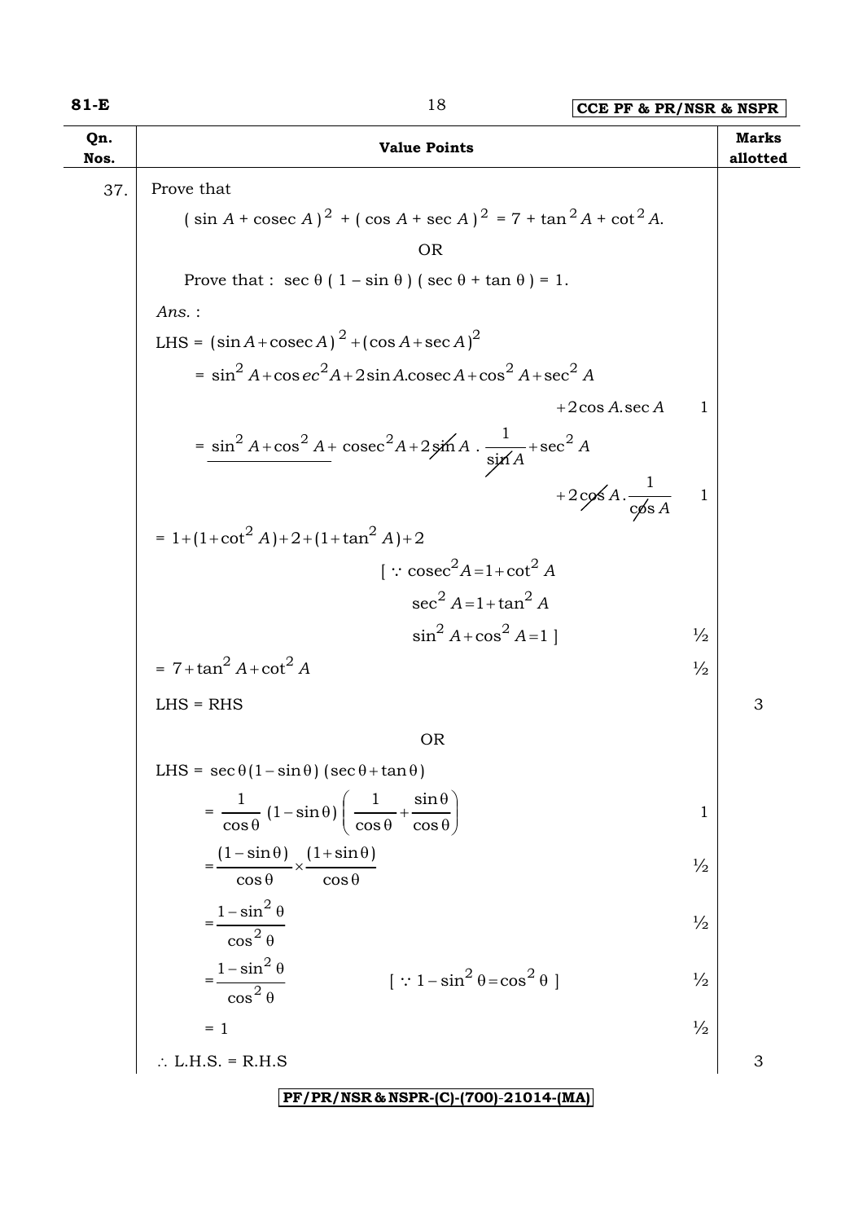| Qn. Nos. | Value Points | Marks allotted |
|---|---|---|
| 37. | Prove that | |
| | $(\sin A + \text{cosec } A)^2 + (\cos A + \sec A)^2 = 7 + \tan^2 A + \cot^2 A.$ | |
| | OR | |
| | Prove that : $\sec\theta\,(1 - \sin\theta)\,(\sec\theta + \tan\theta) = 1.$ | |
| | *Ans.* : | |
| | LHS $= (\sin A + \text{cosec } A)^2 + (\cos A + \sec A)^2$ | |
| | $= \sin^2 A + \text{cosec}^2 A + 2\sin A.\text{cosec } A + \cos^2 A + \sec^2 A + 2\cos A.\sec A$ — 1 | |
| | $= \underline{\sin^2 A + \cos^2 A} + \text{cosec}^2 A + 2\sin A \cdot \frac{1}{\sin A} + \sec^2 A + 2\cos A \cdot \frac{1}{\cos A}$ — 1 | |
| | $= 1 + (1 + \cot^2 A) + 2 + (1 + \tan^2 A) + 2$ | |
| | $[\because \text{cosec}^2 A = 1 + \cot^2 A$, $\sec^2 A = 1 + \tan^2 A$, $\sin^2 A + \cos^2 A = 1]$ — ½ | |
| | $= 7 + \tan^2 A + \cot^2 A$ — ½ | |
| | LHS = RHS | 3 |
| | OR | |
| | LHS $= \sec\theta(1 - \sin\theta)(\sec\theta + \tan\theta)$ | |
| | $= \frac{1}{\cos\theta}(1 - \sin\theta)\left(\frac{1}{\cos\theta} + \frac{\sin\theta}{\cos\theta}\right)$ — 1 | |
| | $= \frac{(1 - \sin\theta)}{\cos\theta} \times \frac{(1 + \sin\theta)}{\cos\theta}$ — ½ | |
| | $= \frac{1 - \sin^2\theta}{\cos^2\theta}$ — ½ | |
| | $= \frac{1 - \sin^2\theta}{\cos^2\theta}$ $[\because 1 - \sin^2\theta = \cos^2\theta]$ — ½ | |
| | $= 1$ — ½ | |
| | $\therefore$ L.H.S. = R.H.S | 3 |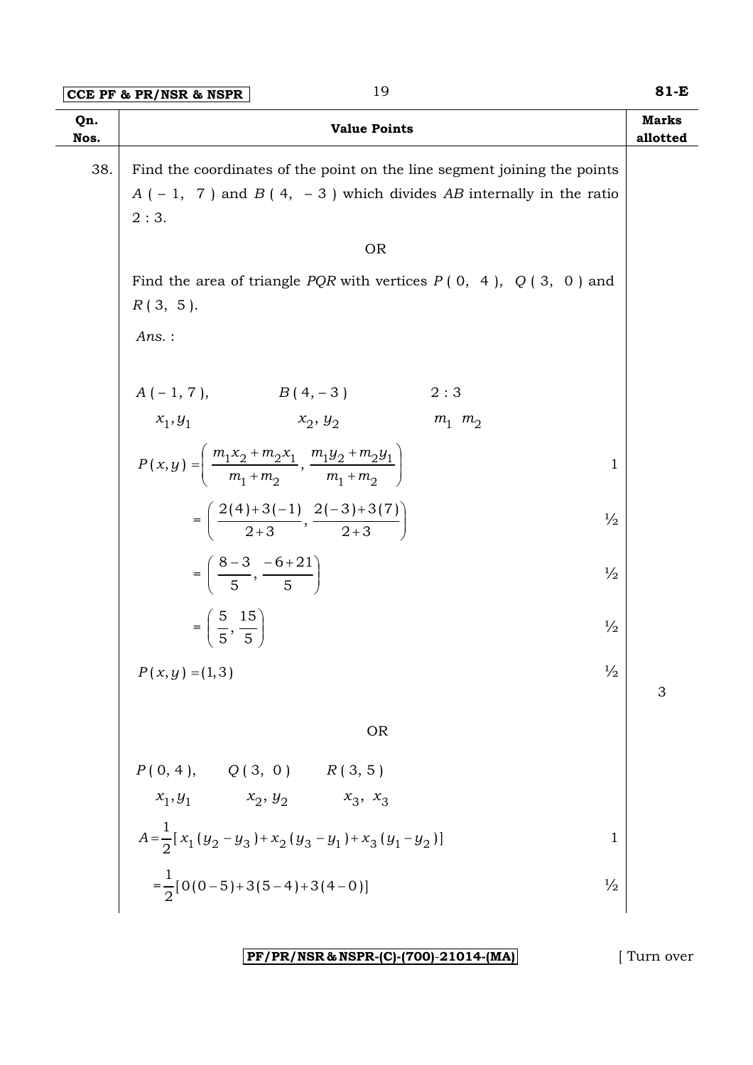| Qn. Nos. | Value Points | Marks allotted |
|---|---|---|
| 38. | Find the coordinates of the point on the line segment joining the points $A(-1, 7)$ and $B(4, -3)$ which divides $AB$ internally in the ratio $2 : 3$. | |
| | OR | |
| | Find the area of triangle $PQR$ with vertices $P(0, 4)$, $Q(3, 0)$ and $R(3, 5)$. | |

*Ans.* :

$A(-1, 7)$, $B(4, -3)$, $2 : 3$

$x_1, y_1$ $\quad x_2, y_2$ $\quad m_1 \; m_2$

$$P(x, y) = \left( \frac{m_1 x_2 + m_2 x_1}{m_1 + m_2}, \frac{m_1 y_2 + m_2 y_1}{m_1 + m_2} \right) \qquad 1$$

$$= \left( \frac{2(4) + 3(-1)}{2+3}, \frac{2(-3) + 3(7)}{2+3} \right) \qquad ½$$

$$= \left( \frac{8-3}{5}, \frac{-6+21}{5} \right) \qquad ½$$

$$= \left( \frac{5}{5}, \frac{15}{5} \right) \qquad ½$$

$$P(x, y) = (1, 3) \qquad ½$$

**3**

OR

$P(0, 4)$, $Q(3, 0)$ $R(3, 5)$

$x_1, y_1$ $\quad x_2, y_2$ $\quad x_3, x_3$

$$A = \frac{1}{2}[x_1(y_2 - y_3) + x_2(y_3 - y_1) + x_3(y_1 - y_2)] \qquad 1$$

$$= \frac{1}{2}[0(0-5) + 3(5-4) + 3(4-0)] \qquad ½$$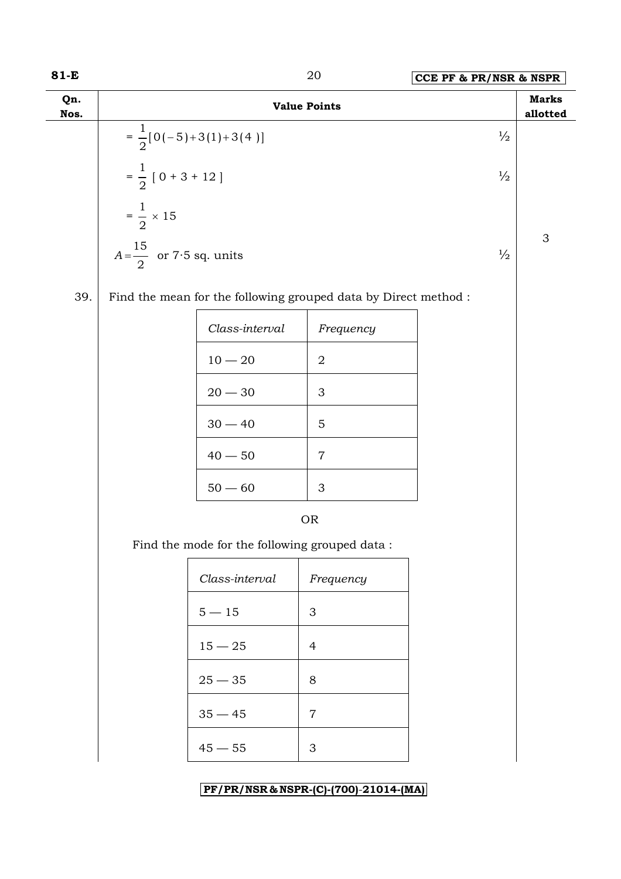| Qn. Nos. | Value Points | | Marks allotted |
|---|---|---|---|
| | $= \frac{1}{2}[0(-5)+3(1)+3(4)]$ | ½ | |
| | $= \frac{1}{2}[0+3+12]$ | ½ | |
| | $= \frac{1}{2} \times 15$ | | |
| | $A = \frac{15}{2}$ or 7·5 sq. units | ½ | 3 |

39. Find the mean for the following grouped data by Direct method :

| *Class-interval* | *Frequency* |
|---|---|
| 10 — 20 | 2 |
| 20 — 30 | 3 |
| 30 — 40 | 5 |
| 40 — 50 | 7 |
| 50 — 60 | 3 |

OR

Find the mode for the following grouped data :

| *Class-interval* | *Frequency* |
|---|---|
| 5 — 15 | 3 |
| 15 — 25 | 4 |
| 25 — 35 | 8 |
| 35 — 45 | 7 |
| 45 — 55 | 3 |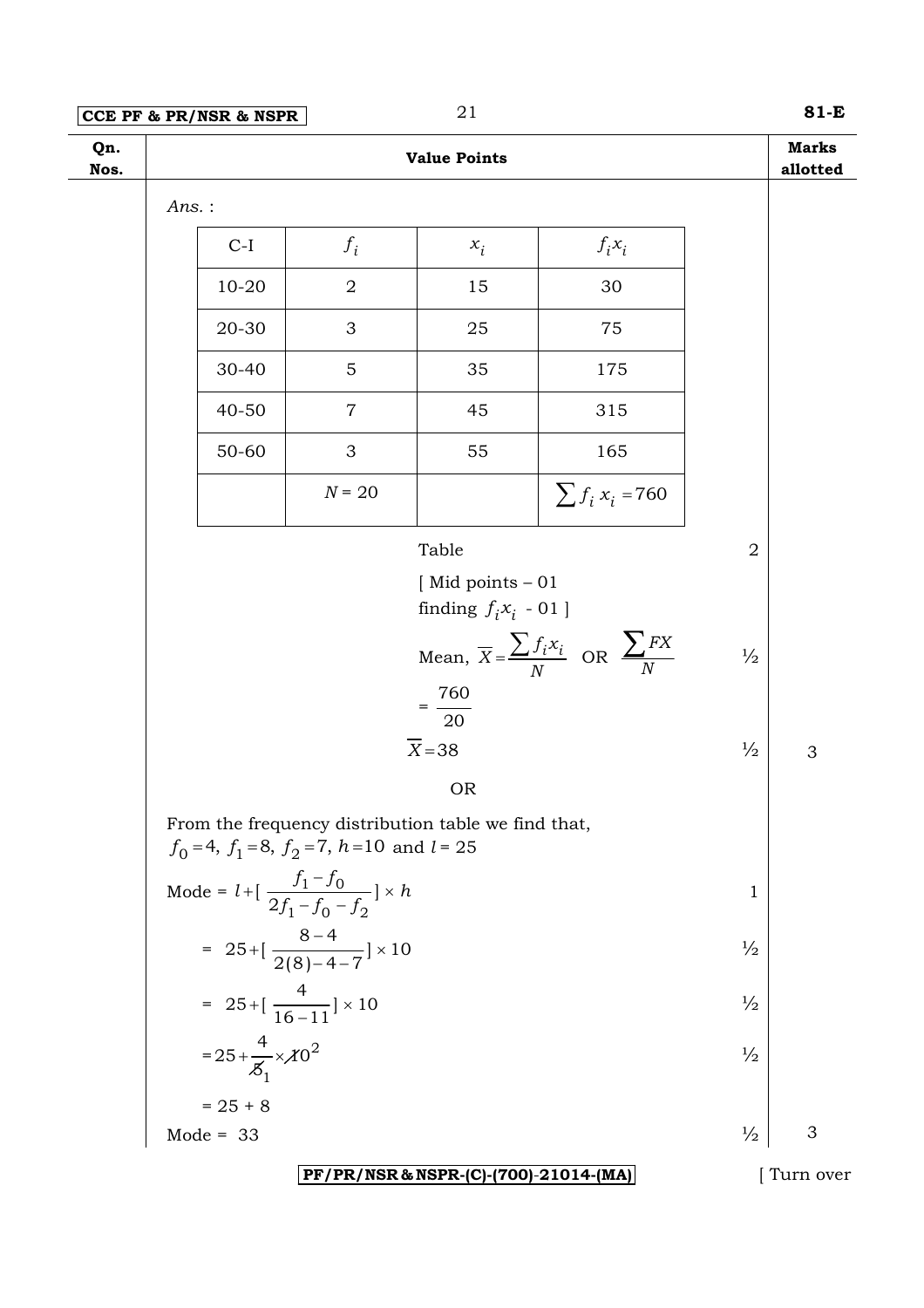| Qn. Nos. | Value Points | Marks allotted |
|---|---|---|

*Ans.* :

| C-I | $f_i$ | $x_i$ | $f_i x_i$ |
|---|---|---|---|
| 10-20 | 2 | 15 | 30 |
| 20-30 | 3 | 25 | 75 |
| 30-40 | 5 | 35 | 175 |
| 40-50 | 7 | 45 | 315 |
| 50-60 | 3 | 55 | 165 |
| | $N = 20$ | | $\sum f_i x_i = 760$ |

Table — 2

[ Mid points – 01
finding $f_i x_i$ - 01 ]

Mean, $\overline{X} = \dfrac{\sum f_i x_i}{N}$ OR $\dfrac{\sum FX}{N}$ — ½

$= \dfrac{760}{20}$

$\overline{X} = 38$ — ½ — **3**

OR

From the frequency distribution table we find that,
$f_0 = 4,\ f_1 = 8,\ f_2 = 7,\ h = 10$ and $l = 25$

Mode = $l + [\dfrac{f_1 - f_0}{2f_1 - f_0 - f_2}] \times h$ — 1

$= 25 + [\dfrac{8-4}{2(8)-4-7}] \times 10$ — ½

$= 25 + [\dfrac{4}{16-11}] \times 10$ — ½

$= 25 + \dfrac{4}{\cancel{5}_1} \times \cancel{10}^2$ — ½

$= 25 + 8$

Mode = 33 — ½ — **3**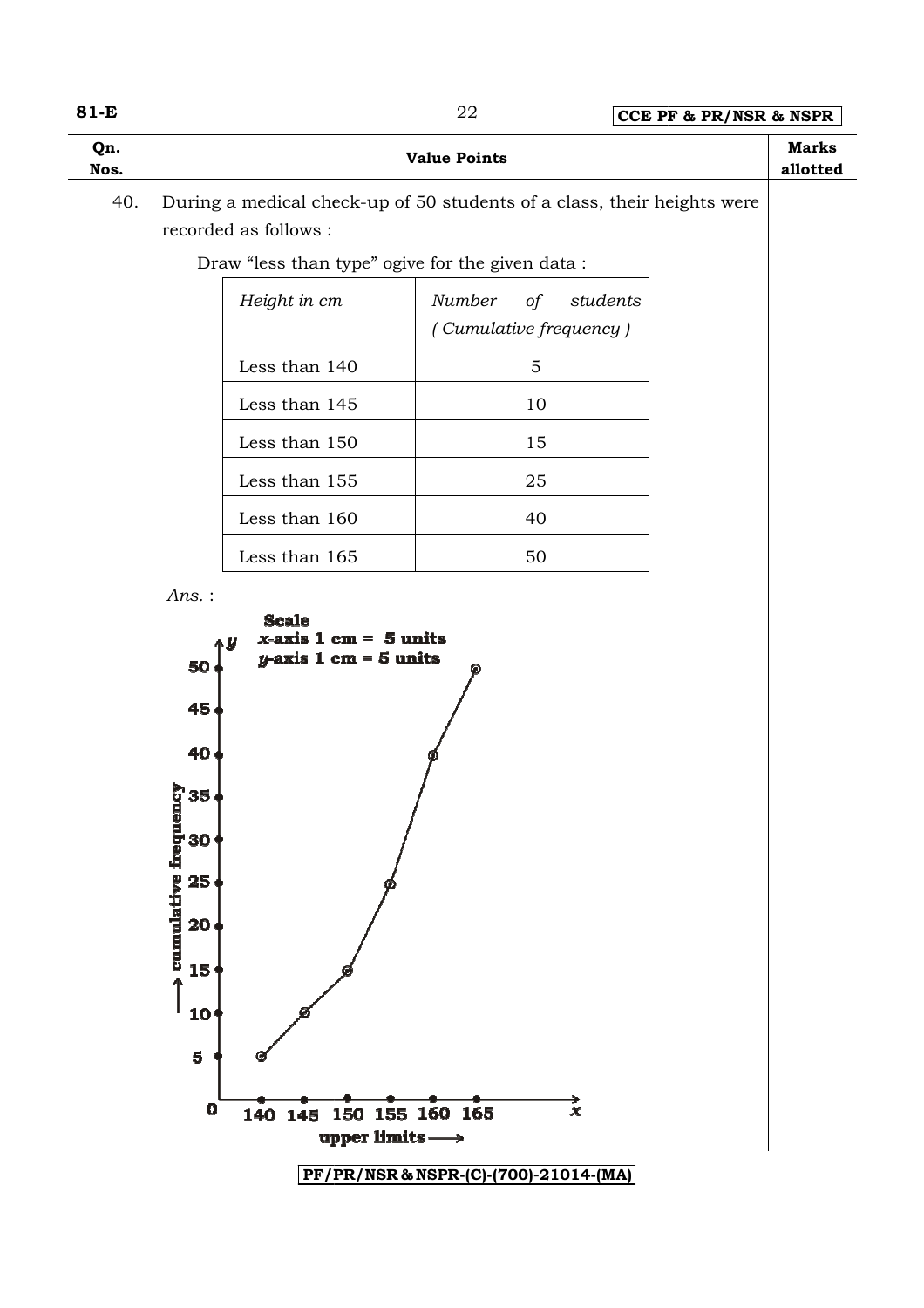| Qn. Nos. | Value Points | Marks allotted |
|---|---|---|
| 40. | During a medical check-up of 50 students of a class, their heights were recorded as follows : | |

Draw "less than type" ogive for the given data :

| *Height in cm* | *Number of students (Cumulative frequency)* |
|---|---|
| Less than 140 | 5 |
| Less than 145 | 10 |
| Less than 150 | 15 |
| Less than 155 | 25 |
| Less than 160 | 40 |
| Less than 165 | 50 |

*Ans.* :

**Scale**
**$x$-axis 1 cm = 5 units**
**$y$-axis 1 cm = 5 units**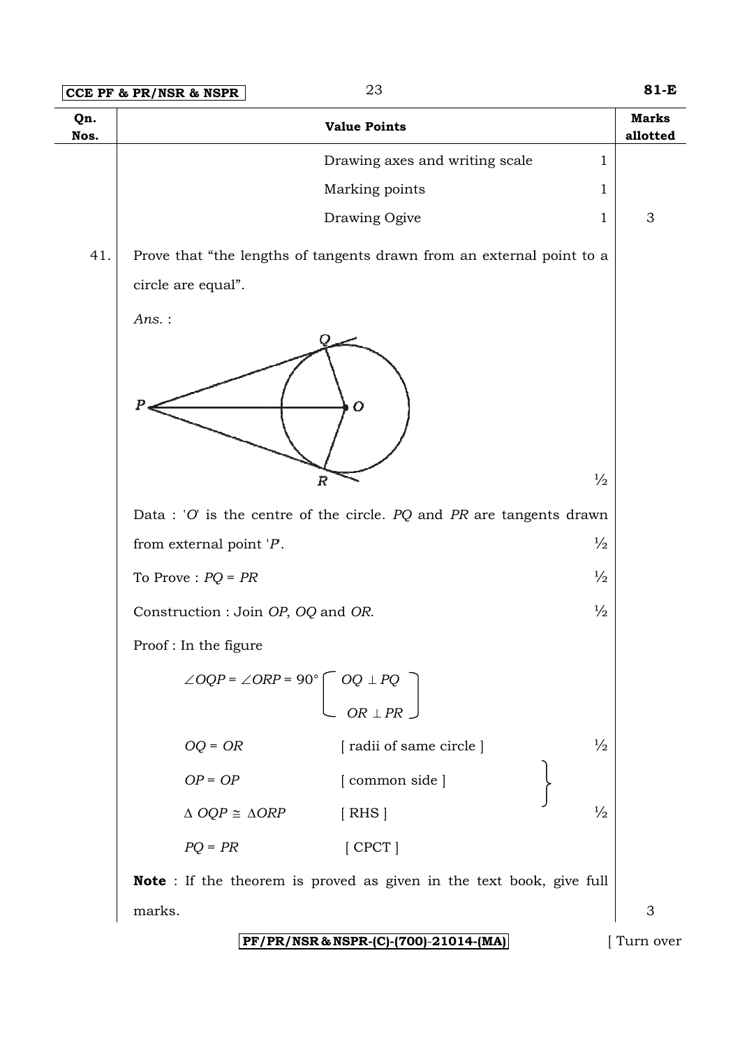| Qn. Nos. | Value Points | Marks allotted |
|---|---|---|
| | Drawing axes and writing scale 1 | |
| | Marking points 1 | |
| | Drawing Ogive 1 | 3 |

41. Prove that "the lengths of tangents drawn from an external point to a circle are equal".

*Ans.* :

½

Data : '$O$' is the centre of the circle. $PQ$ and $PR$ are tangents drawn from external point '$P$'. ½

To Prove : $PQ = PR$ ½

Construction : Join $OP$, $OQ$ and $OR$. ½

Proof : In the figure

$\angle OQP = \angle ORP = 90°$ [ $OQ \perp PQ$, $OR \perp PR$ ]

$OQ = OR$ [ radii of same circle ] ½

$OP = OP$ [ common side ]

$\Delta\, OQP \cong \Delta ORP$ [ RHS ] ½

$PQ = PR$ [ CPCT ]

**Note** : If the theorem is proved as given in the text book, give full marks. 3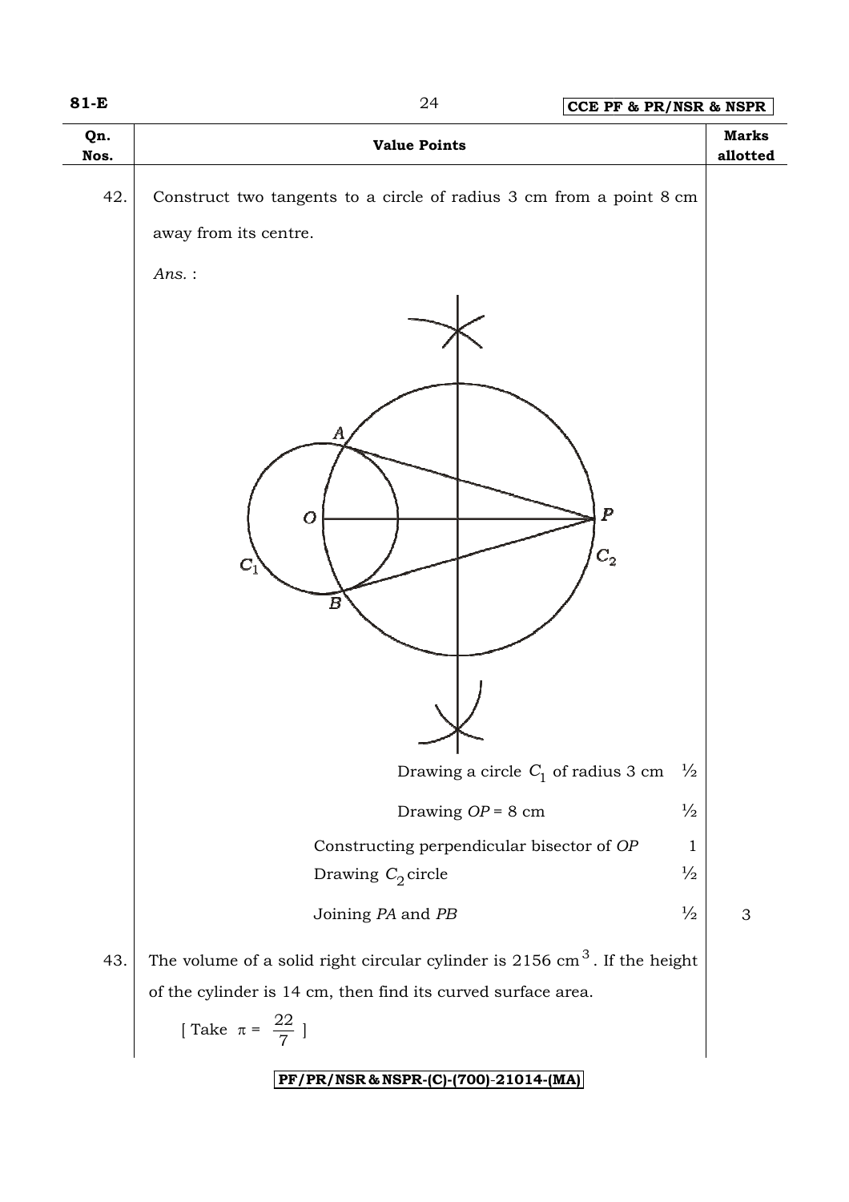| Qn. Nos. | Value Points | | Marks allotted |
|---|---|---|---|
| 42. | Construct two tangents to a circle of radius 3 cm from a point 8 cm away from its centre. | | |
| | *Ans.* : | | |
| | Drawing a circle $C_1$ of radius 3 cm | ½ | |
| | Drawing $OP$ = 8 cm | ½ | |
| | Constructing perpendicular bisector of $OP$ | 1 | |
| | Drawing $C_2$ circle | ½ | |
| | Joining $PA$ and $PB$ | ½ | 3 |
| 43. | The volume of a solid right circular cylinder is 2156 cm$^3$. If the height of the cylinder is 14 cm, then find its curved surface area. [ Take $\pi = \frac{22}{7}$ ] | | |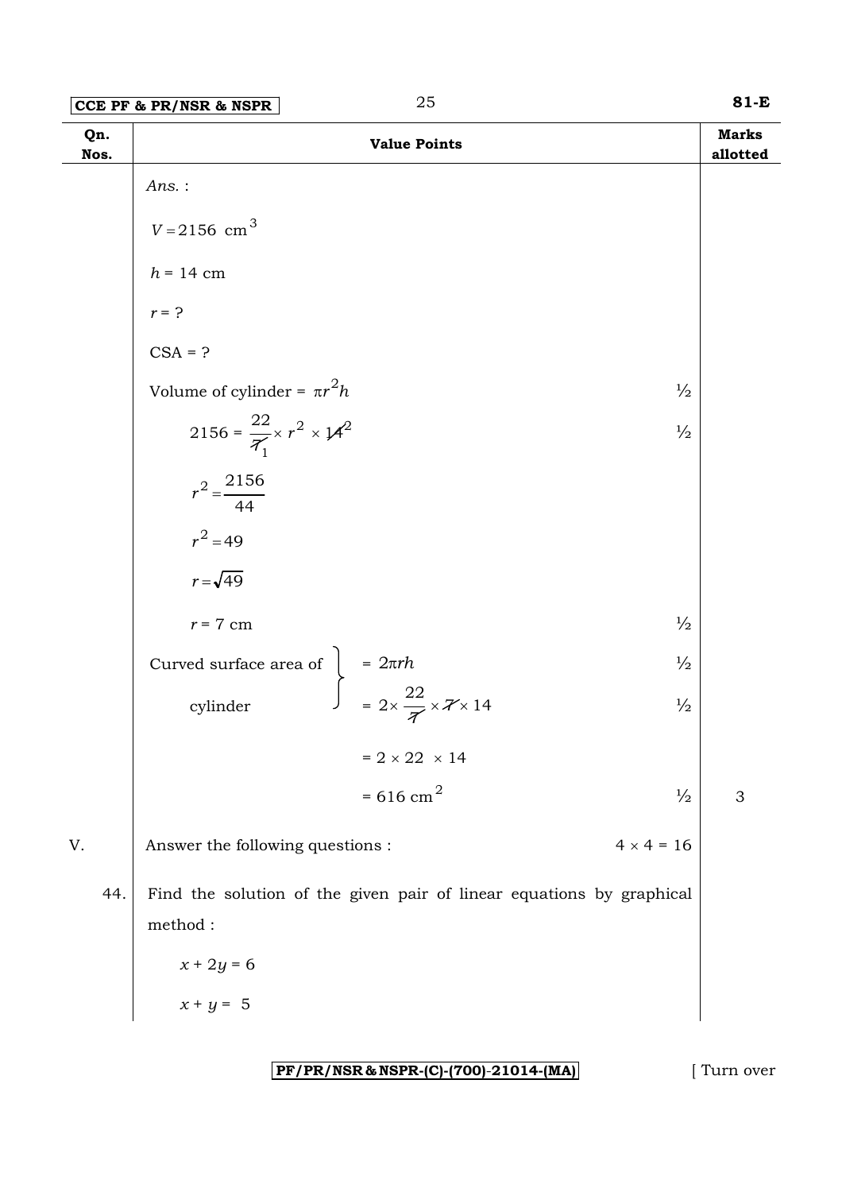| Qn. Nos. | Value Points | Marks allotted |
|---|---|---|
| | *Ans.* : | |
| | $V = 2156\ \text{cm}^3$ | |
| | $h = 14$ cm | |
| | $r = ?$ | |
| | CSA = ? | |
| | Volume of cylinder = $\pi r^2 h$ ½ | |
| | $2156 = \frac{22}{\cancel{7}_1} \times r^2 \times \cancel{14}^2$ ½ | |
| | $r^2 = \frac{2156}{44}$ | |
| | $r^2 = 49$ | |
| | $r = \sqrt{49}$ | |
| | $r = 7$ cm ½ | |
| | Curved surface area of cylinder $= 2\pi rh$ ½ | |
| | $= 2 \times \frac{22}{\cancel{7}} \times \cancel{7} \times 14$ ½ | |
| | $= 2 \times 22 \times 14$ | |
| | $= 616\ \text{cm}^2$ ½ | 3 |
| V. | Answer the following questions : $4 \times 4 = 16$ | |
| 44. | Find the solution of the given pair of linear equations by graphical method : | |
| | $x + 2y = 6$ | |
| | $x + y = 5$ | |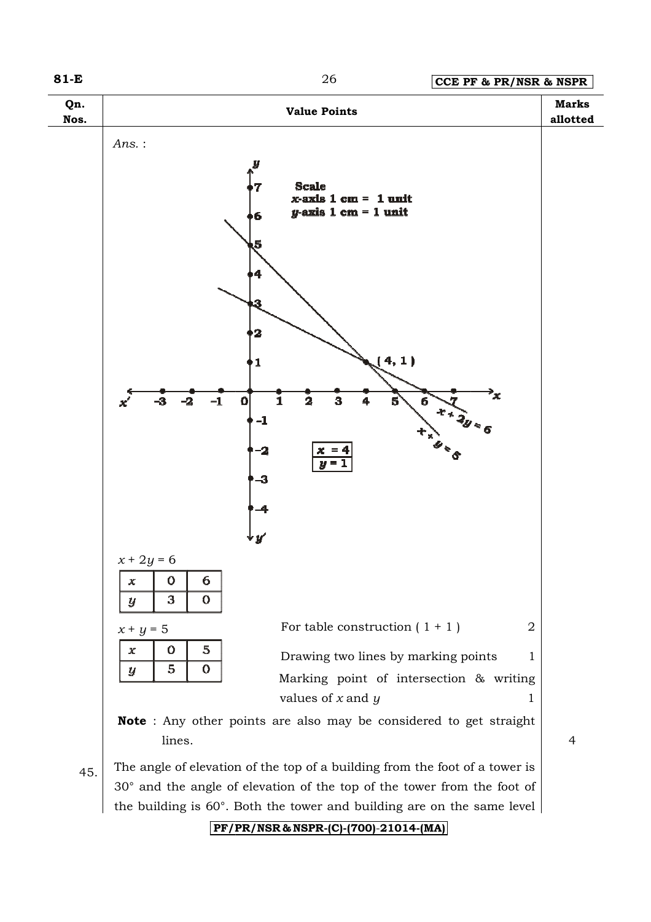| Qn. Nos. | Value Points | Marks allotted |
|---|---|---|

*Ans.* :

Scale
$x$-axis 1 cm = 1 unit
$y$-axis 1 cm = 1 unit

$x = 4$
$y = 1$

$x + 2y = 6$

| $x$ | 0 | 6 |
|---|---|---|
| $y$ | 3 | 0 |

$x + y = 5$

| $x$ | 0 | 5 |
|---|---|---|
| $y$ | 5 | 0 |

For table construction ( 1 + 1 ) — 2

Drawing two lines by marking points — 1

Marking point of intersection & writing values of $x$ and $y$ — 1

**Note** : Any other points are also may be considered to get straight lines. — 4

45. The angle of elevation of the top of a building from the foot of a tower is 30° and the angle of elevation of the top of the tower from the foot of the building is 60°. Both the tower and building are on the same level

PF/PR/NSR & NSPR-(C)-(700)-21014-(MA)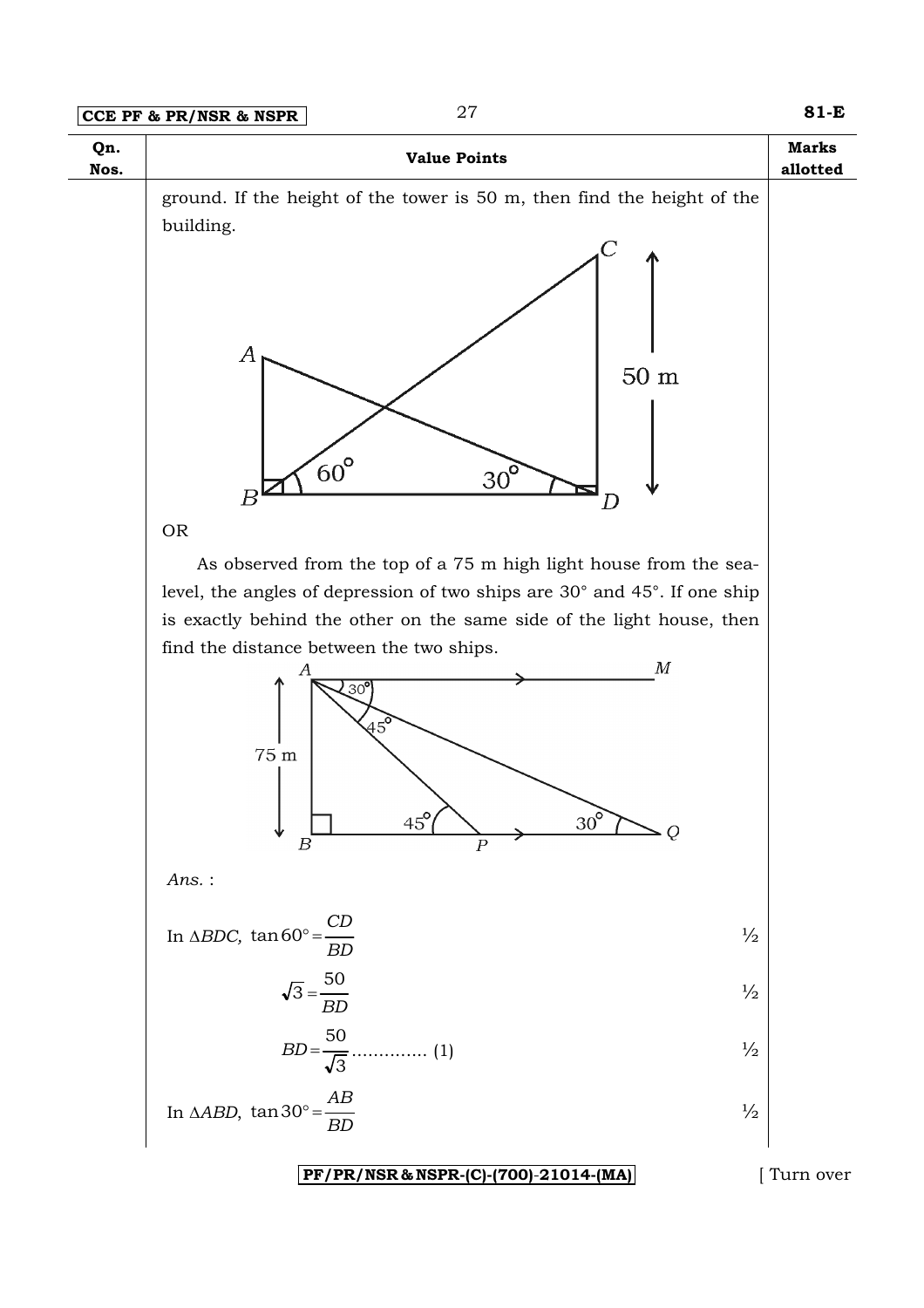| Qn. Nos. | Value Points | Marks allotted |
|---|---|---|
| | ground. If the height of the tower is 50 m, then find the height of the building. | |

OR

As observed from the top of a 75 m high light house from the sea-level, the angles of depression of two ships are 30° and 45°. If one ship is exactly behind the other on the same side of the light house, then find the distance between the two ships.

*Ans.* :

In $\Delta BDC$, $\tan 60° = \dfrac{CD}{BD}$ ½

$\sqrt{3} = \dfrac{50}{BD}$ ½

$BD = \dfrac{50}{\sqrt{3}}$ ............. (1) ½

In $\Delta ABD$, $\tan 30° = \dfrac{AB}{BD}$ ½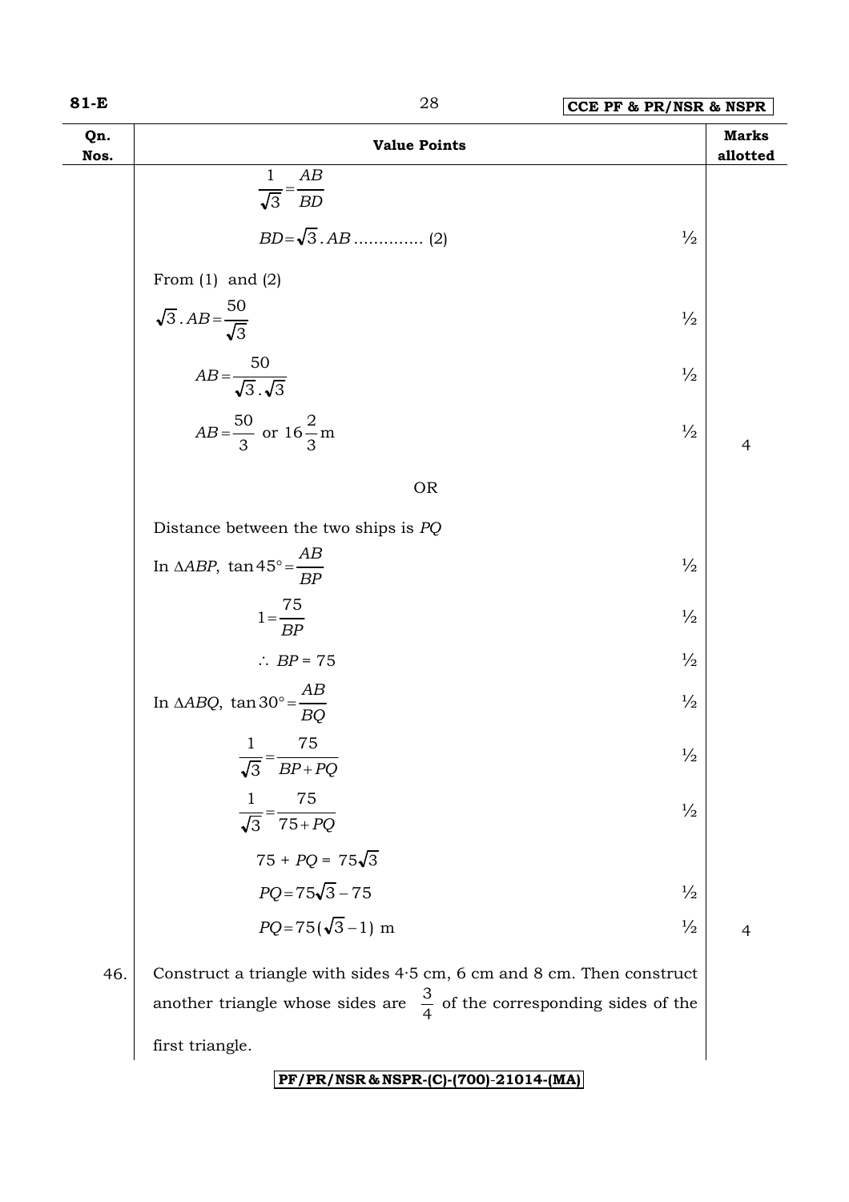| Qn. Nos. | Value Points | Marks allotted |
|---|---|---|
| | $\frac{1}{\sqrt{3}} = \frac{AB}{BD}$ | |
| | $BD = \sqrt{3} . AB$ ............. (2) | ½ |
| | From (1) and (2) | |
| | $\sqrt{3} . AB = \frac{50}{\sqrt{3}}$ | ½ |
| | $AB = \frac{50}{\sqrt{3} . \sqrt{3}}$ | ½ |
| | $AB = \frac{50}{3}$ or $16\frac{2}{3}$ m | ½ 4 |
| | OR | |
| | Distance between the two ships is $PQ$ | |
| | In $\Delta ABP$, $\tan 45° = \frac{AB}{BP}$ | ½ |
| | $1 = \frac{75}{BP}$ | ½ |
| | $\therefore BP = 75$ | ½ |
| | In $\Delta ABQ$, $\tan 30° = \frac{AB}{BQ}$ | ½ |
| | $\frac{1}{\sqrt{3}} = \frac{75}{BP + PQ}$ | ½ |
| | $\frac{1}{\sqrt{3}} = \frac{75}{75 + PQ}$ | ½ |
| | $75 + PQ = 75\sqrt{3}$ | |
| | $PQ = 75\sqrt{3} - 75$ | ½ |
| | $PQ = 75(\sqrt{3} - 1)$ m | ½ 4 |
| 46. | Construct a triangle with sides 4·5 cm, 6 cm and 8 cm. Then construct another triangle whose sides are $\frac{3}{4}$ of the corresponding sides of the first triangle. | |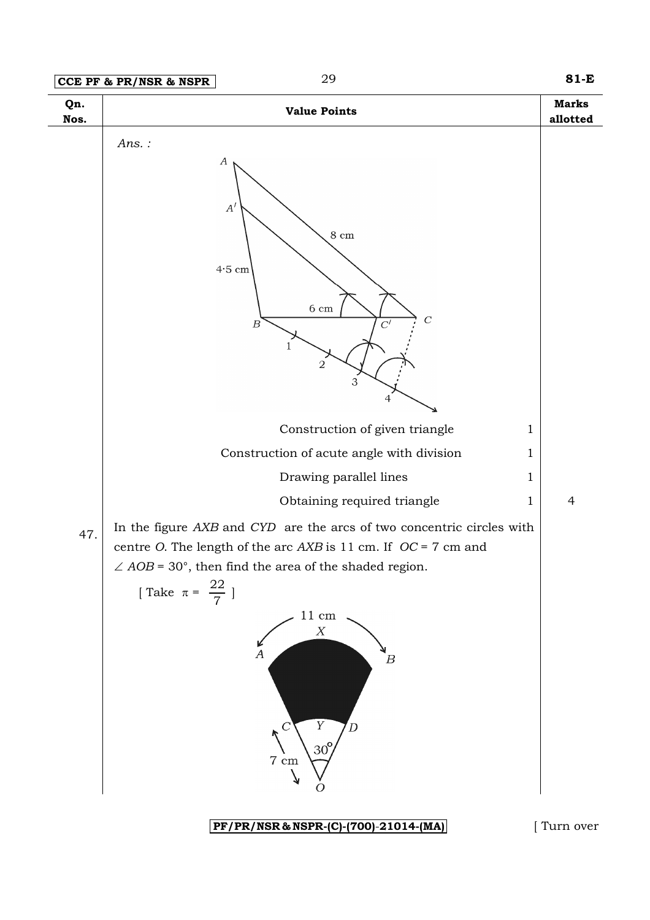| Qn. Nos. | Value Points | Marks allotted |
|---|---|---|
| | *Ans. :* | |
| | Construction of given triangle 1 | |
| | Construction of acute angle with division 1 | |
| | Drawing parallel lines 1 | |
| | Obtaining required triangle 1 | 4 |
| 47. | In the figure *AXB* and *CYD* are the arcs of two concentric circles with centre *O*. The length of the arc *AXB* is 11 cm. If *OC* = 7 cm and $\angle AOB = 30°$, then find the area of the shaded region. [ Take $\pi = \frac{22}{7}$ ] | |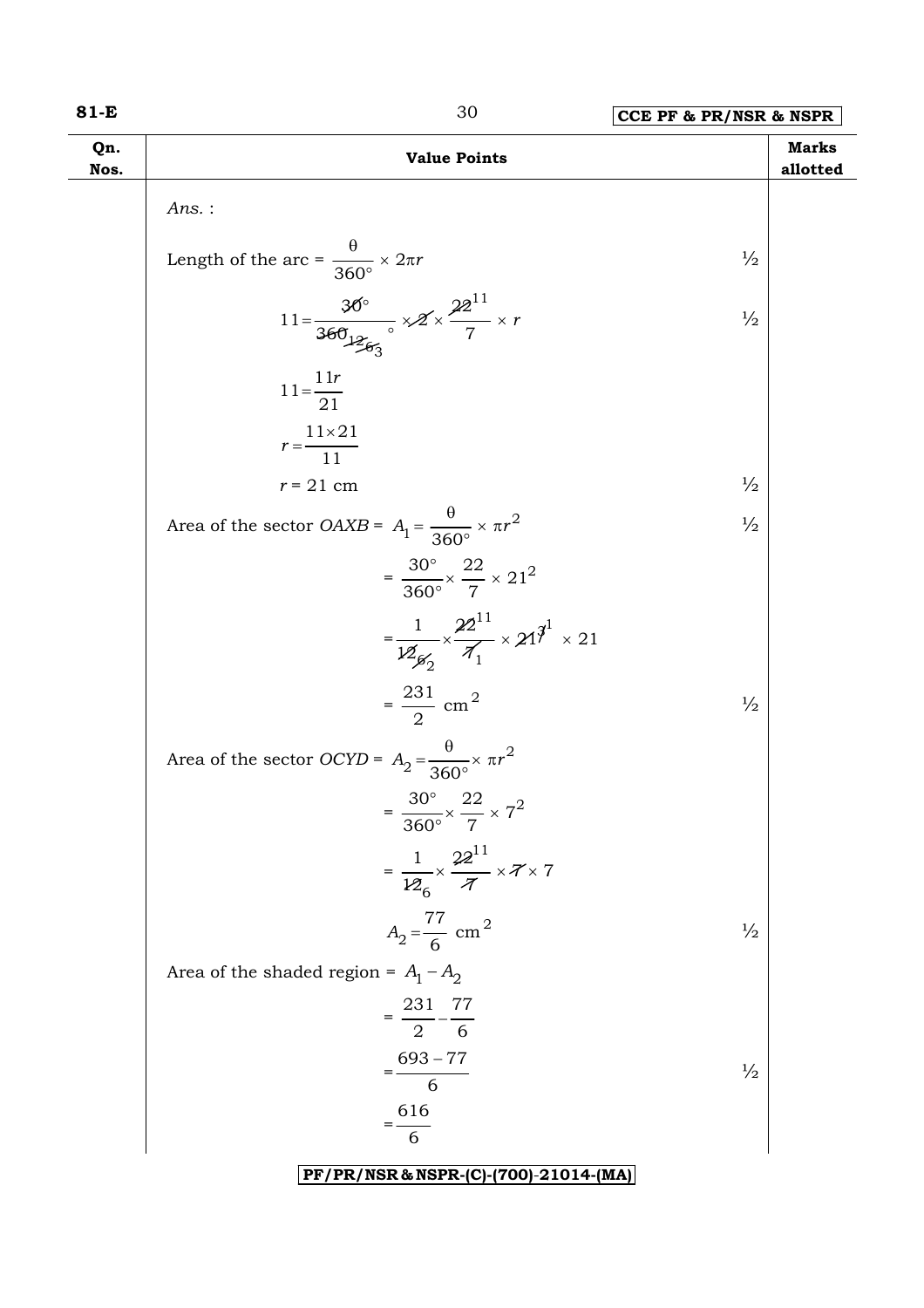| Qn. Nos. | Value Points | Marks allotted |
|---|---|---|
| | *Ans.* : | |
| | Length of the arc = $\dfrac{\theta}{360^\circ} \times 2\pi r$ | ½ |
| | $11 = \dfrac{30^\circ}{360^\circ} \times 2 \times \dfrac{22}{7} \times r$ | ½ |
| | $11 = \dfrac{11r}{21}$ | |
| | $r = \dfrac{11 \times 21}{11}$ | |
| | $r = 21$ cm | ½ |
| | Area of the sector $OAXB$ = $A_1 = \dfrac{\theta}{360^\circ} \times \pi r^2$ | ½ |
| | $= \dfrac{30^\circ}{360^\circ} \times \dfrac{22}{7} \times 21^2$ | |
| | $= \dfrac{1}{12} \times \dfrac{22}{7} \times 21 \times 21$ | |
| | $= \dfrac{231}{2}$ cm$^2$ | ½ |
| | Area of the sector $OCYD$ = $A_2 = \dfrac{\theta}{360^\circ} \times \pi r^2$ | |
| | $= \dfrac{30^\circ}{360^\circ} \times \dfrac{22}{7} \times 7^2$ | |
| | $= \dfrac{1}{12} \times \dfrac{22}{7} \times 7 \times 7$ | |
| | $A_2 = \dfrac{77}{6}$ cm$^2$ | ½ |
| | Area of the shaded region = $A_1 - A_2$ | |
| | $= \dfrac{231}{2} - \dfrac{77}{6}$ | |
| | $= \dfrac{693 - 77}{6}$ | ½ |
| | $= \dfrac{616}{6}$ | |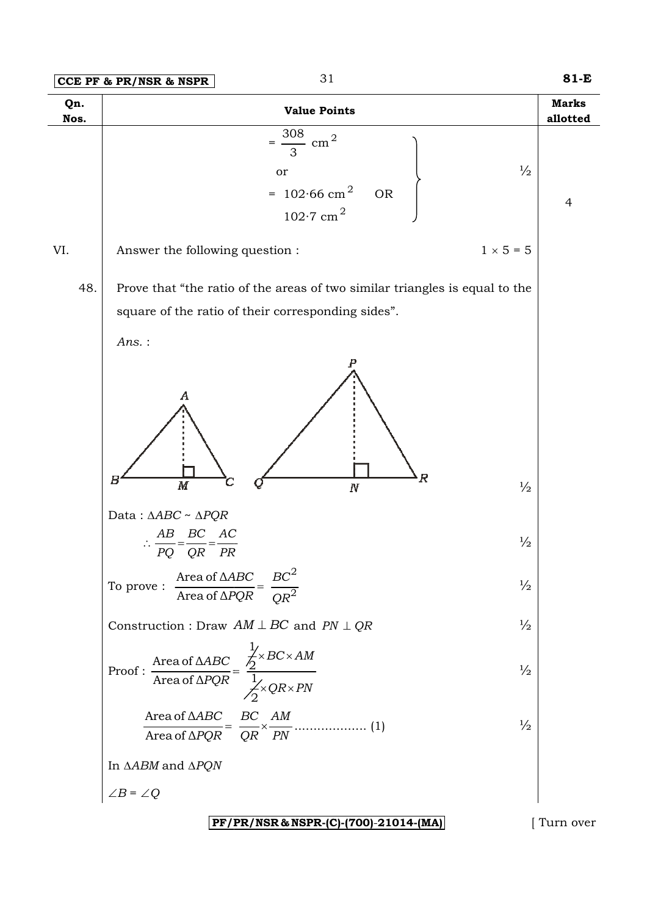| Qn. Nos. | Value Points | Marks allotted |
|---|---|---|
| | $= \dfrac{308}{3}$ cm$^2$ or $= 102 \cdot 66$ cm$^2$ OR $102 \cdot 7$ cm$^2$ — ½ | 4 |
| VI. | Answer the following question : $1 \times 5 = 5$ | |
| 48. | Prove that "the ratio of the areas of two similar triangles is equal to the square of the ratio of their corresponding sides". | |

*Ans.* :

(Figure: triangles $ABC$ with $AM \perp BC$ and $PQR$ with $PN \perp QR$) ½

Data : $\Delta ABC \sim \Delta PQR$

$$\therefore \frac{AB}{PQ} = \frac{BC}{QR} = \frac{AC}{PR}$$ ½

To prove : $$\frac{\text{Area of } \Delta ABC}{\text{Area of } \Delta PQR} = \frac{BC^2}{QR^2}$$ ½

Construction : Draw $AM \perp BC$ and $PN \perp QR$ ½

Proof : $$\frac{\text{Area of } \Delta ABC}{\text{Area of } \Delta PQR} = \frac{\frac{1}{2} \times BC \times AM}{\frac{1}{2} \times QR \times PN}$$ ½

$$\frac{\text{Area of } \Delta ABC}{\text{Area of } \Delta PQR} = \frac{BC}{QR} \times \frac{AM}{PN} \quad \ldots\ldots\ldots\ldots\ldots\ldots (1)$$ ½

In $\Delta ABM$ and $\Delta PQN$

$\angle B = \angle Q$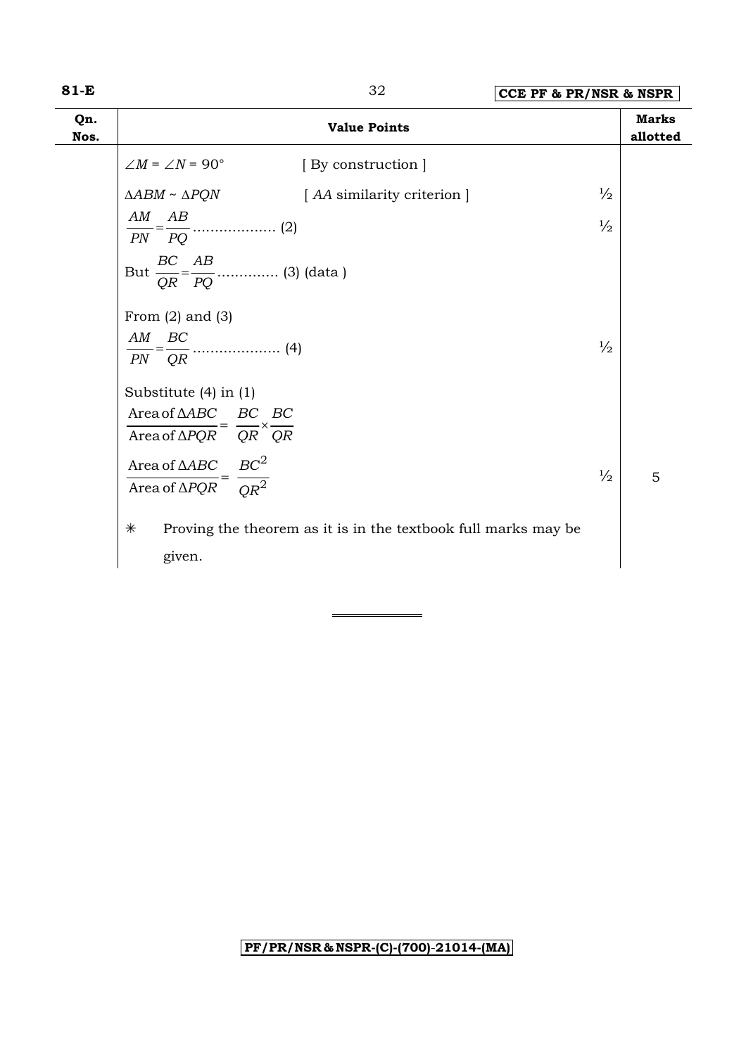| Qn. Nos. | Value Points | | Marks allotted |
|---|---|---|---|
| | $\angle M = \angle N = 90°$ [ By construction ] | | |
| | $\Delta ABM \sim \Delta PQN$ [ *AA* similarity criterion ] | ½ | |
| | $\dfrac{AM}{PN} = \dfrac{AB}{PQ}$ .................. (2) | ½ | |
| | But $\dfrac{BC}{QR} = \dfrac{AB}{PQ}$ ............. (3) (data ) | | |
| | From (2) and (3) $\dfrac{AM}{PN} = \dfrac{BC}{QR}$ .................... (4) | ½ | |
| | Substitute (4) in (1) $\dfrac{\text{Area of } \Delta ABC}{\text{Area of } \Delta PQR} = \dfrac{BC}{QR} \times \dfrac{BC}{QR}$ | | |
| | $\dfrac{\text{Area of } \Delta ABC}{\text{Area of } \Delta PQR} = \dfrac{BC^2}{QR^2}$ | ½ | 5 |
| | ✳ Proving the theorem as it is in the textbook full marks may be given. | | |